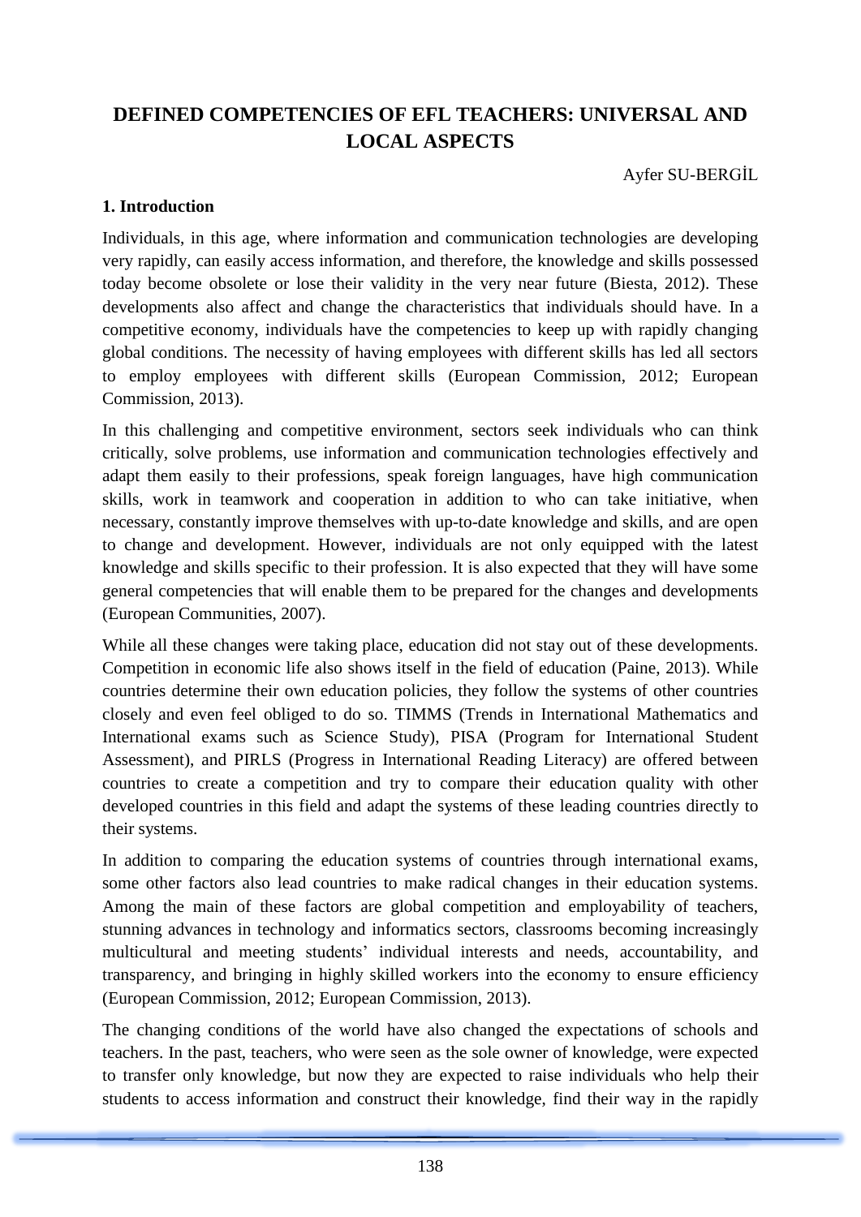# DEFINED COMPETENCIES OF EFL TEACHERS: UNIVERSAL AND LOCAL ASPECTS

Ayfer SU-BERGİL

## 1. Introduction

Individuals, in this age, where information and communication technologies are developing very rapidly, can easily access information, and therefore, the knowledge and skills possessed today become obsolete or lose their validity in the very near future (Biesta, 2012). These developments also affect and change the characteristics that individuals should have. In a competitive economy, individuals have the competencies to keep up with rapidly changing global conditions. The necessity of having employees with different skills has led all sectors to employ employees with different skills (European Commission, 2012; European Commission, 2013).

In this challenging and competitive environment, sectors seek individuals who can think critically, solve problems, use information and communication technologies effectively and adapt them easily to their professions, speak foreign languages, have high communication skills, work in teamwork and cooperation in addition to who can take initiative, when necessary, constantly improve themselves with up-to-date knowledge and skills, and are open to change and development. However, individuals are not only equipped with the latest knowledge and skills specific to their profession. It is also expected that they will have some general competencies that will enable them to be prepared for the changes and developments (European Communities, 2007).

While all these changes were taking place, education did not stay out of these developments. Competition in economic life also shows itself in the field of education (Paine, 2013). While countries determine their own education policies, they follow the systems of other countries closely and even feel obliged to do so. TIMMS (Trends in International Mathematics and International exams such as Science Study), PISA (Program for International Student Assessment), and PIRLS (Progress in International Reading Literacy) are offered between countries to create a competition and try to compare their education quality with other developed countries in this field and adapt the systems of these leading countries directly to their systems.

In addition to comparing the education systems of countries through international exams, some other factors also lead countries to make radical changes in their education systems. Among the main of these factors are global competition and employability of teachers, stunning advances in technology and informatics sectors, classrooms becoming increasingly multicultural and meeting students' individual interests and needs, accountability, and transparency, and bringing in highly skilled workers into the economy to ensure efficiency (European Commission, 2012; European Commission, 2013).

The changing conditions of the world have also changed the expectations of schools and teachers. In the past, teachers, who were seen as the sole owner of knowledge, were expected to transfer only knowledge, but now they are expected to raise individuals who help their students to access information and construct their knowledge, find their way in the rapidly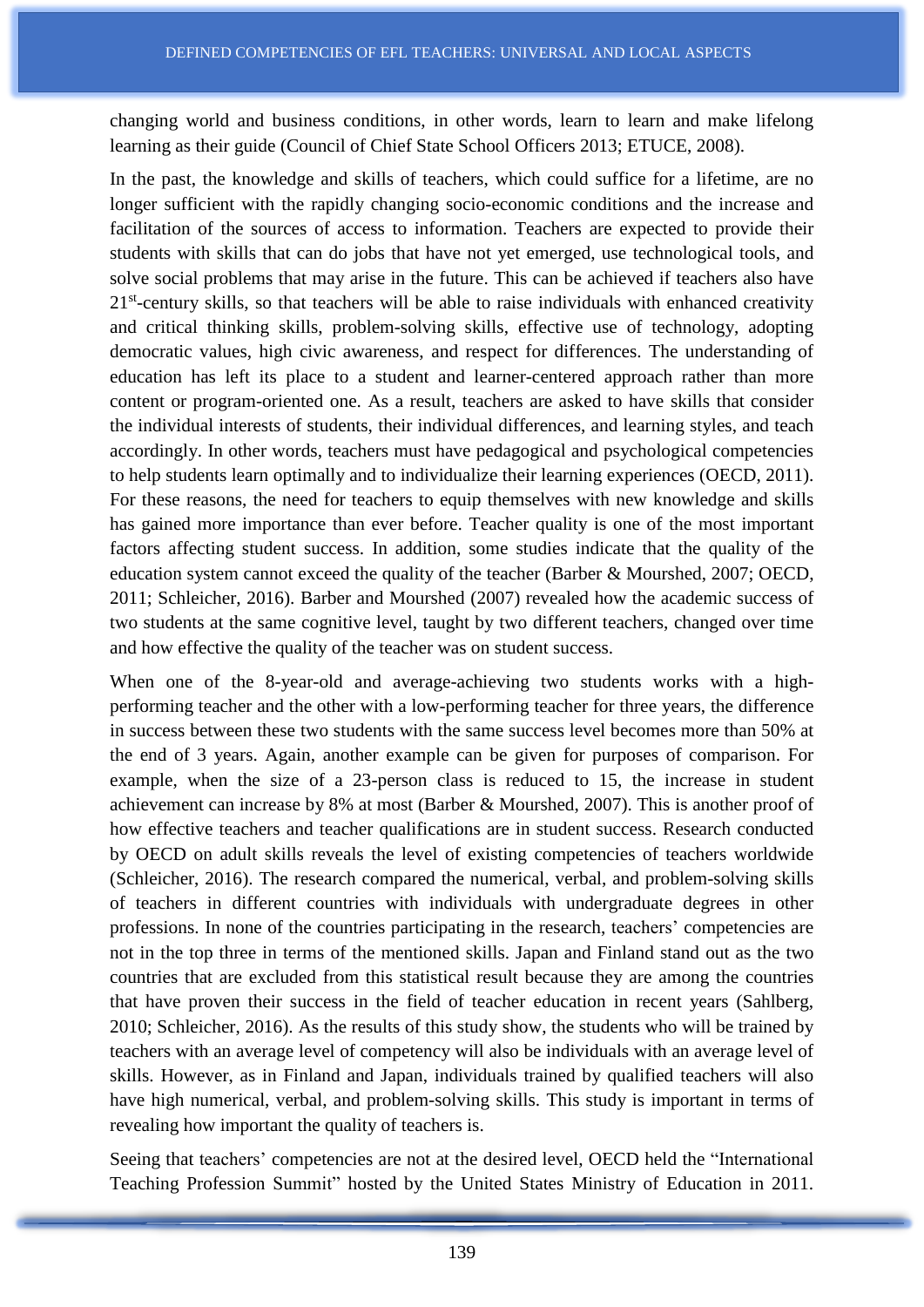changing world and business conditions, in other words, learn to learn and make lifelong learning as their guide (Council of Chief State School Officers 2013; ETUCE, 2008).

In the past, the knowledge and skills of teachers, which could suffice for a lifetime, are no longer sufficient with the rapidly changing socio-economic conditions and the increase and facilitation of the sources of access to information. Teachers are expected to provide their students with skills that can do jobs that have not yet emerged, use technological tools, and solve social problems that may arise in the future. This can be achieved if teachers also have 21st-century skills, so that teachers will be able to raise individuals with enhanced creativity and critical thinking skills, problem-solving skills, effective use of technology, adopting democratic values, high civic awareness, and respect for differences. The understanding of education has left its place to a student and learner-centered approach rather than more content or program-oriented one. As a result, teachers are asked to have skills that consider the individual interests of students, their individual differences, and learning styles, and teach accordingly. In other words, teachers must have pedagogical and psychological competencies to help students learn optimally and to individualize their learning experiences (OECD, 2011). For these reasons, the need for teachers to equip themselves with new knowledge and skills has gained more importance than ever before. Teacher quality is one of the most important factors affecting student success. In addition, some studies indicate that the quality of the education system cannot exceed the quality of the teacher (Barber & Mourshed, 2007; OECD, 2011; Schleicher, 2016). Barber and Mourshed (2007) revealed how the academic success of two students at the same cognitive level, taught by two different teachers, changed over time and how effective the quality of the teacher was on student success.

When one of the 8-year-old and average-achieving two students works with a high-performing teacher and the other with a low-performing teacher for three years, the difference in success between these two students with the same success level becomes more than 50% at the end of 3 years. Again, another example can be given for purposes of comparison. For example, when the size of a 23-person class is reduced to 15, the increase in student achievement can increase by 8% at most (Barber & Mourshed, 2007). This is another proof of how effective teachers and teacher qualifications are in student success. Research conducted by OECD on adult skills reveals the level of existing competencies of teachers worldwide (Schleicher, 2016). The research compared the numerical, verbal, and problem-solving skills of teachers in different countries with individuals with undergraduate degrees in other professions. In none of the countries participating in the research, teachers' competencies are not in the top three in terms of the mentioned skills. Japan and Finland stand out as the two countries that are excluded from this statistical result because they are among the countries that have proven their success in the field of teacher education in recent years (Sahlberg, 2010; Schleicher, 2016). As the results of this study show, the students who will be trained by teachers with an average level of competency will also be individuals with an average level of skills. However, as in Finland and Japan, individuals trained by qualified teachers will also have high numerical, verbal, and problem-solving skills. This study is important in terms of revealing how important the quality of teachers is.

Seeing that teachers' competencies are not at the desired level, OECD held the "International Teaching Profession Summit" hosted by the United States Ministry of Education in 2011.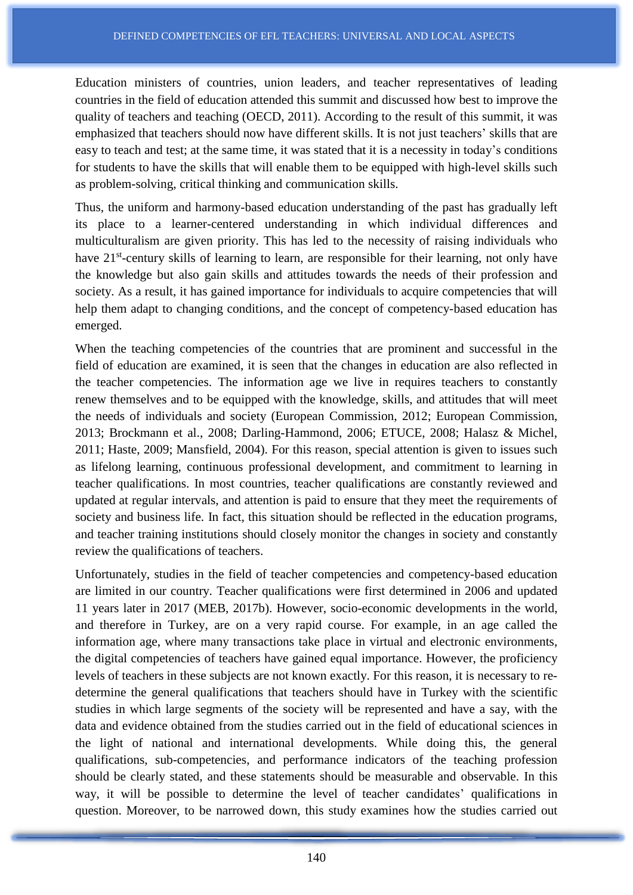Education ministers of countries, union leaders, and teacher representatives of leading countries in the field of education attended this summit and discussed how best to improve the quality of teachers and teaching (OECD, 2011). According to the result of this summit, it was emphasized that teachers should now have different skills. It is not just teachers' skills that are easy to teach and test; at the same time, it was stated that it is a necessity in today's conditions for students to have the skills that will enable them to be equipped with high-level skills such as problem-solving, critical thinking and communication skills.

Thus, the uniform and harmony-based education understanding of the past has gradually left its place to a learner-centered understanding in which individual differences and multiculturalism are given priority. This has led to the necessity of raising individuals who have 21st-century skills of learning to learn, are responsible for their learning, not only have the knowledge but also gain skills and attitudes towards the needs of their profession and society. As a result, it has gained importance for individuals to acquire competencies that will help them adapt to changing conditions, and the concept of competency-based education has emerged.

When the teaching competencies of the countries that are prominent and successful in the field of education are examined, it is seen that the changes in education are also reflected in the teacher competencies. The information age we live in requires teachers to constantly renew themselves and to be equipped with the knowledge, skills, and attitudes that will meet the needs of individuals and society (European Commission, 2012; European Commission, 2013; Brockmann et al., 2008; Darling-Hammond, 2006; ETUCE, 2008; Halasz & Michel, 2011; Haste, 2009; Mansfield, 2004). For this reason, special attention is given to issues such as lifelong learning, continuous professional development, and commitment to learning in teacher qualifications. In most countries, teacher qualifications are constantly reviewed and updated at regular intervals, and attention is paid to ensure that they meet the requirements of society and business life. In fact, this situation should be reflected in the education programs, and teacher training institutions should closely monitor the changes in society and constantly review the qualifications of teachers.

Unfortunately, studies in the field of teacher competencies and competency-based education are limited in our country. Teacher qualifications were first determined in 2006 and updated 11 years later in 2017 (MEB, 2017b). However, socio-economic developments in the world, and therefore in Turkey, are on a very rapid course. For example, in an age called the information age, where many transactions take place in virtual and electronic environments, the digital competencies of teachers have gained equal importance. However, the proficiency levels of teachers in these subjects are not known exactly. For this reason, it is necessary to re-determine the general qualifications that teachers should have in Turkey with the scientific studies in which large segments of the society will be represented and have a say, with the data and evidence obtained from the studies carried out in the field of educational sciences in the light of national and international developments. While doing this, the general qualifications, sub-competencies, and performance indicators of the teaching profession should be clearly stated, and these statements should be measurable and observable. In this way, it will be possible to determine the level of teacher candidates' qualifications in question. Moreover, to be narrowed down, this study examines how the studies carried out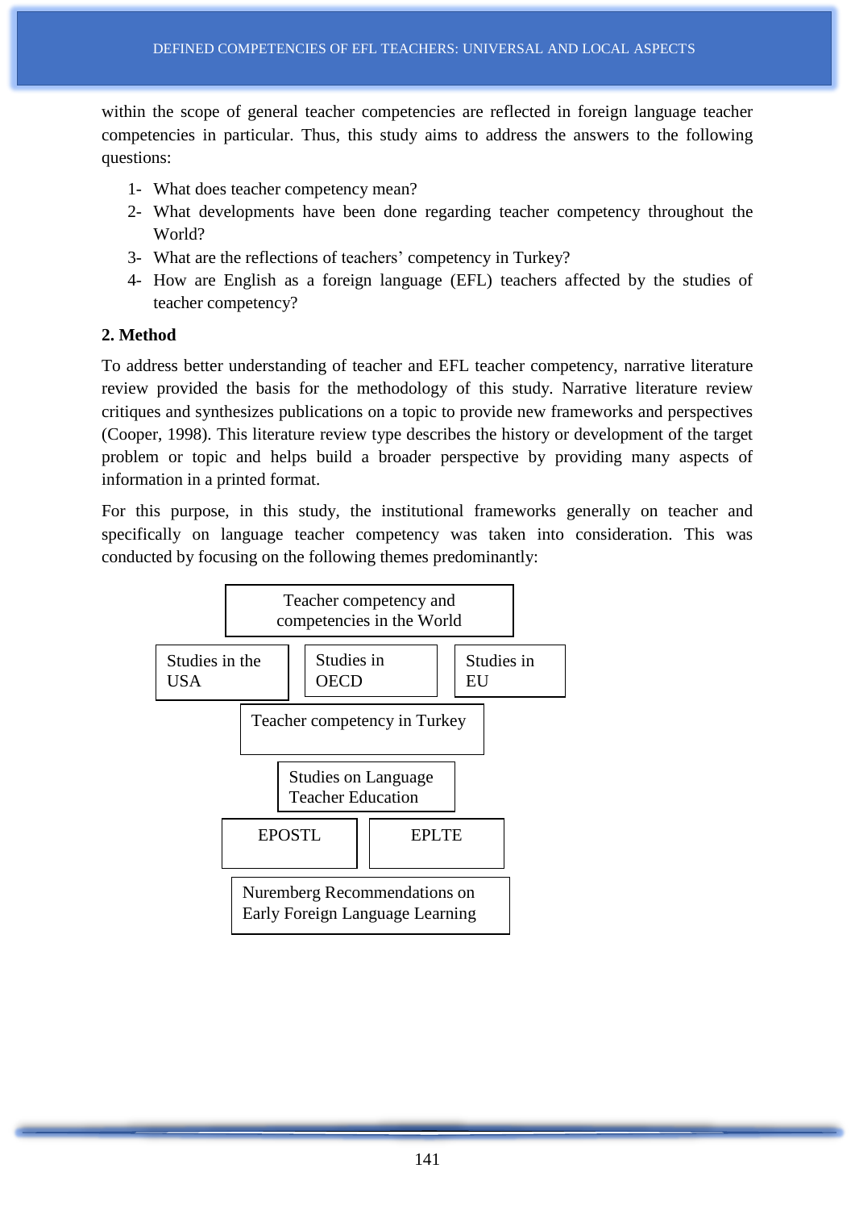within the scope of general teacher competencies are reflected in foreign language teacher competencies in particular. Thus, this study aims to address the answers to the following questions:

1- What does teacher competency mean?
2- What developments have been done regarding teacher competency throughout the World?
3- What are the reflections of teachers' competency in Turkey?
4- How are English as a foreign language (EFL) teachers affected by the studies of teacher competency?

## 2. Method

To address better understanding of teacher and EFL teacher competency, narrative literature review provided the basis for the methodology of this study. Narrative literature review critiques and synthesizes publications on a topic to provide new frameworks and perspectives (Cooper, 1998). This literature review type describes the history or development of the target problem or topic and helps build a broader perspective by providing many aspects of information in a printed format.

For this purpose, in this study, the institutional frameworks generally on teacher and specifically on language teacher competency was taken into consideration. This was conducted by focusing on the following themes predominantly:

- Teacher competency and competencies in the World
  - Studies in the USA
  - Studies in OECD
  - Studies in EU
- Teacher competency in Turkey
- Studies on Language Teacher Education
  - EPOSTL
  - EPLTE
- Nuremberg Recommendations on Early Foreign Language Learning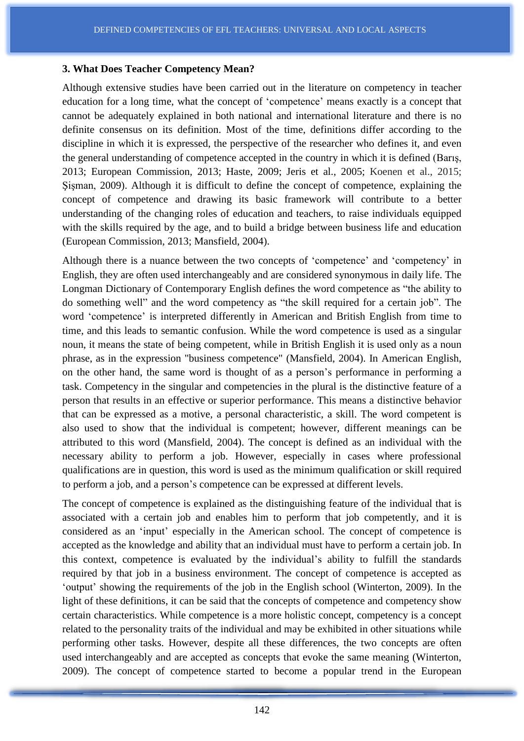### 3. What Does Teacher Competency Mean?

Although extensive studies have been carried out in the literature on competency in teacher education for a long time, what the concept of 'competence' means exactly is a concept that cannot be adequately explained in both national and international literature and there is no definite consensus on its definition. Most of the time, definitions differ according to the discipline in which it is expressed, the perspective of the researcher who defines it, and even the general understanding of competence accepted in the country in which it is defined (Barış, 2013; European Commission, 2013; Haste, 2009; Jeris et al., 2005; Koenen et al., 2015; Şişman, 2009). Although it is difficult to define the concept of competence, explaining the concept of competence and drawing its basic framework will contribute to a better understanding of the changing roles of education and teachers, to raise individuals equipped with the skills required by the age, and to build a bridge between business life and education (European Commission, 2013; Mansfield, 2004).

Although there is a nuance between the two concepts of 'competence' and 'competency' in English, they are often used interchangeably and are considered synonymous in daily life. The Longman Dictionary of Contemporary English defines the word competence as "the ability to do something well" and the word competency as "the skill required for a certain job". The word 'competence' is interpreted differently in American and British English from time to time, and this leads to semantic confusion. While the word competence is used as a singular noun, it means the state of being competent, while in British English it is used only as a noun phrase, as in the expression "business competence" (Mansfield, 2004). In American English, on the other hand, the same word is thought of as a person's performance in performing a task. Competency in the singular and competencies in the plural is the distinctive feature of a person that results in an effective or superior performance. This means a distinctive behavior that can be expressed as a motive, a personal characteristic, a skill. The word competent is also used to show that the individual is competent; however, different meanings can be attributed to this word (Mansfield, 2004). The concept is defined as an individual with the necessary ability to perform a job. However, especially in cases where professional qualifications are in question, this word is used as the minimum qualification or skill required to perform a job, and a person's competence can be expressed at different levels.

The concept of competence is explained as the distinguishing feature of the individual that is associated with a certain job and enables him to perform that job competently, and it is considered as an 'input' especially in the American school. The concept of competence is accepted as the knowledge and ability that an individual must have to perform a certain job. In this context, competence is evaluated by the individual's ability to fulfill the standards required by that job in a business environment. The concept of competence is accepted as 'output' showing the requirements of the job in the English school (Winterton, 2009). In the light of these definitions, it can be said that the concepts of competence and competency show certain characteristics. While competence is a more holistic concept, competency is a concept related to the personality traits of the individual and may be exhibited in other situations while performing other tasks. However, despite all these differences, the two concepts are often used interchangeably and are accepted as concepts that evoke the same meaning (Winterton, 2009). The concept of competence started to become a popular trend in the European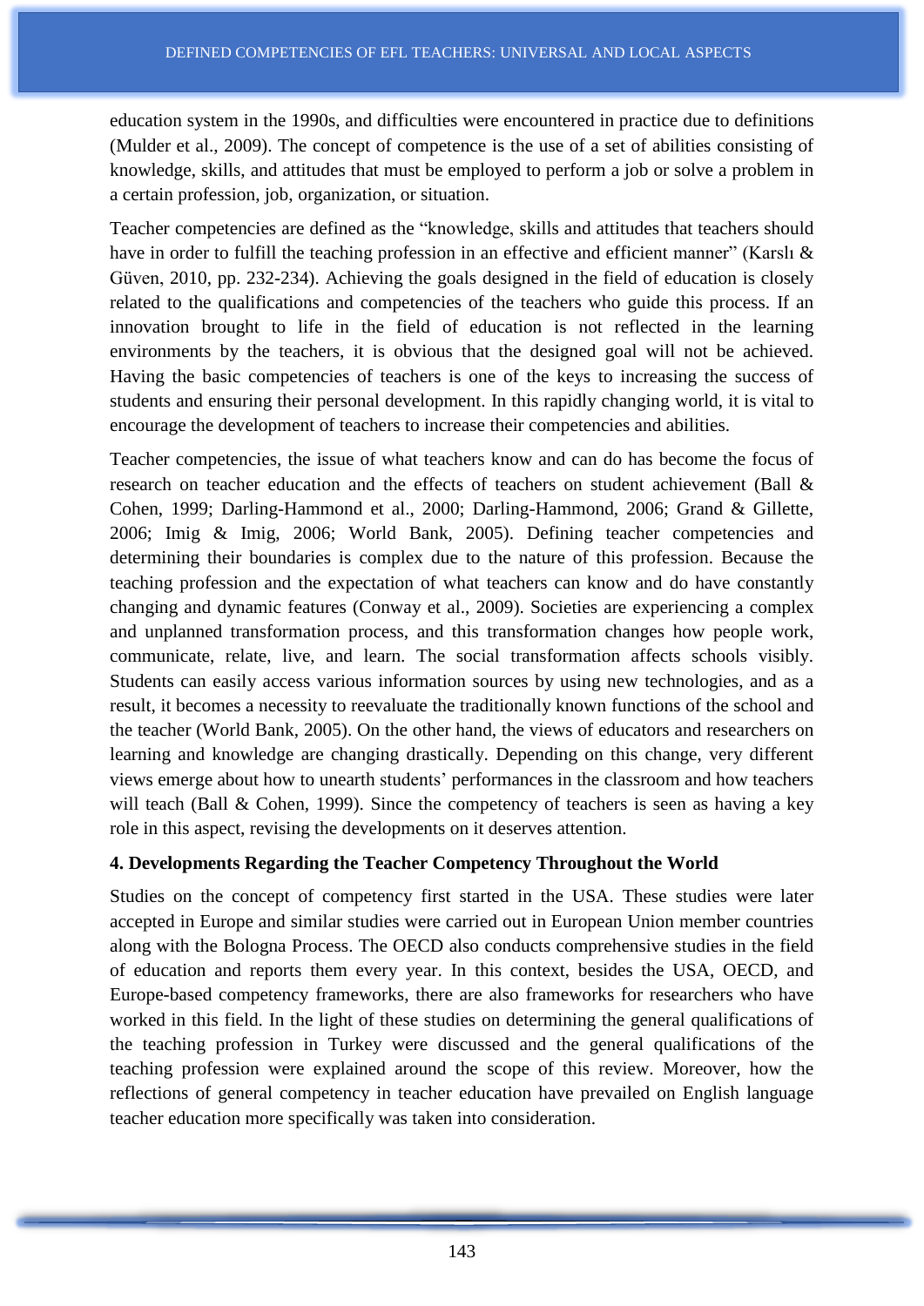education system in the 1990s, and difficulties were encountered in practice due to definitions (Mulder et al., 2009). The concept of competence is the use of a set of abilities consisting of knowledge, skills, and attitudes that must be employed to perform a job or solve a problem in a certain profession, job, organization, or situation.

Teacher competencies are defined as the "knowledge, skills and attitudes that teachers should have in order to fulfill the teaching profession in an effective and efficient manner" (Karslı & Güven, 2010, pp. 232-234). Achieving the goals designed in the field of education is closely related to the qualifications and competencies of the teachers who guide this process. If an innovation brought to life in the field of education is not reflected in the learning environments by the teachers, it is obvious that the designed goal will not be achieved. Having the basic competencies of teachers is one of the keys to increasing the success of students and ensuring their personal development. In this rapidly changing world, it is vital to encourage the development of teachers to increase their competencies and abilities.

Teacher competencies, the issue of what teachers know and can do has become the focus of research on teacher education and the effects of teachers on student achievement (Ball & Cohen, 1999; Darling-Hammond et al., 2000; Darling-Hammond, 2006; Grand & Gillette, 2006; Imig & Imig, 2006; World Bank, 2005). Defining teacher competencies and determining their boundaries is complex due to the nature of this profession. Because the teaching profession and the expectation of what teachers can know and do have constantly changing and dynamic features (Conway et al., 2009). Societies are experiencing a complex and unplanned transformation process, and this transformation changes how people work, communicate, relate, live, and learn. The social transformation affects schools visibly. Students can easily access various information sources by using new technologies, and as a result, it becomes a necessity to reevaluate the traditionally known functions of the school and the teacher (World Bank, 2005). On the other hand, the views of educators and researchers on learning and knowledge are changing drastically. Depending on this change, very different views emerge about how to unearth students' performances in the classroom and how teachers will teach (Ball & Cohen, 1999). Since the competency of teachers is seen as having a key role in this aspect, revising the developments on it deserves attention.

## 4. Developments Regarding the Teacher Competency Throughout the World

Studies on the concept of competency first started in the USA. These studies were later accepted in Europe and similar studies were carried out in European Union member countries along with the Bologna Process. The OECD also conducts comprehensive studies in the field of education and reports them every year. In this context, besides the USA, OECD, and Europe-based competency frameworks, there are also frameworks for researchers who have worked in this field. In the light of these studies on determining the general qualifications of the teaching profession in Turkey were discussed and the general qualifications of the teaching profession were explained around the scope of this review. Moreover, how the reflections of general competency in teacher education have prevailed on English language teacher education more specifically was taken into consideration.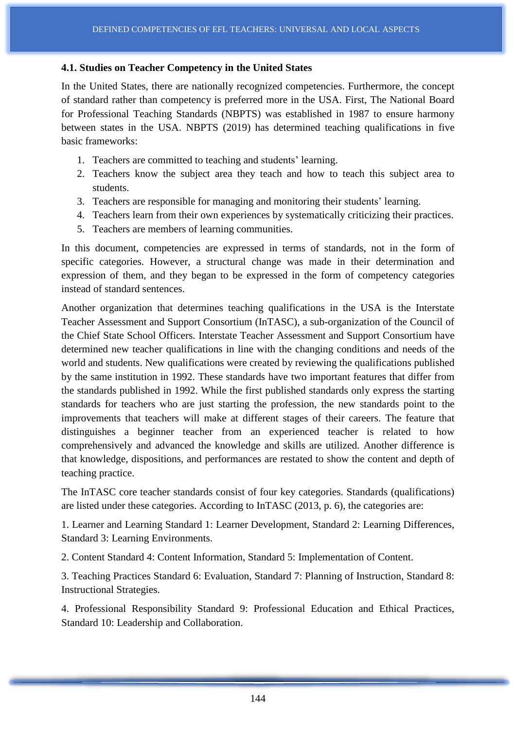### 4.1. Studies on Teacher Competency in the United States

In the United States, there are nationally recognized competencies. Furthermore, the concept of standard rather than competency is preferred more in the USA. First, The National Board for Professional Teaching Standards (NBPTS) was established in 1987 to ensure harmony between states in the USA. NBPTS (2019) has determined teaching qualifications in five basic frameworks:

1. Teachers are committed to teaching and students' learning.
2. Teachers know the subject area they teach and how to teach this subject area to students.
3. Teachers are responsible for managing and monitoring their students' learning.
4. Teachers learn from their own experiences by systematically criticizing their practices.
5. Teachers are members of learning communities.

In this document, competencies are expressed in terms of standards, not in the form of specific categories. However, a structural change was made in their determination and expression of them, and they began to be expressed in the form of competency categories instead of standard sentences.

Another organization that determines teaching qualifications in the USA is the Interstate Teacher Assessment and Support Consortium (InTASC), a sub-organization of the Council of the Chief State School Officers. Interstate Teacher Assessment and Support Consortium have determined new teacher qualifications in line with the changing conditions and needs of the world and students. New qualifications were created by reviewing the qualifications published by the same institution in 1992. These standards have two important features that differ from the standards published in 1992. While the first published standards only express the starting standards for teachers who are just starting the profession, the new standards point to the improvements that teachers will make at different stages of their careers. The feature that distinguishes a beginner teacher from an experienced teacher is related to how comprehensively and advanced the knowledge and skills are utilized. Another difference is that knowledge, dispositions, and performances are restated to show the content and depth of teaching practice.

The InTASC core teacher standards consist of four key categories. Standards (qualifications) are listed under these categories. According to InTASC (2013, p. 6), the categories are:

1. Learner and Learning Standard 1: Learner Development, Standard 2: Learning Differences, Standard 3: Learning Environments.

2. Content Standard 4: Content Information, Standard 5: Implementation of Content.

3. Teaching Practices Standard 6: Evaluation, Standard 7: Planning of Instruction, Standard 8: Instructional Strategies.

4. Professional Responsibility Standard 9: Professional Education and Ethical Practices, Standard 10: Leadership and Collaboration.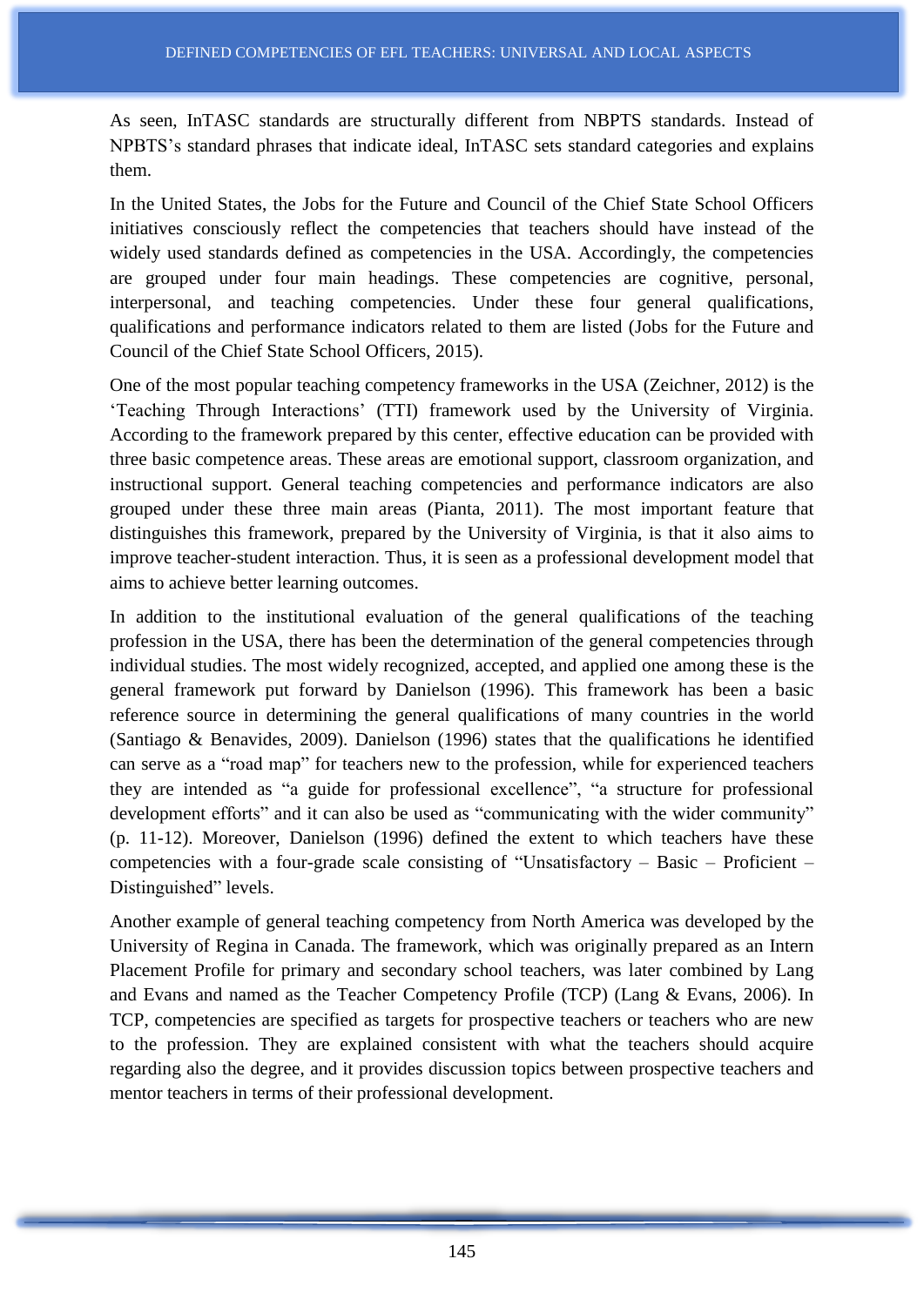As seen, InTASC standards are structurally different from NBPTS standards. Instead of NPBTS's standard phrases that indicate ideal, InTASC sets standard categories and explains them.

In the United States, the Jobs for the Future and Council of the Chief State School Officers initiatives consciously reflect the competencies that teachers should have instead of the widely used standards defined as competencies in the USA. Accordingly, the competencies are grouped under four main headings. These competencies are cognitive, personal, interpersonal, and teaching competencies. Under these four general qualifications, qualifications and performance indicators related to them are listed (Jobs for the Future and Council of the Chief State School Officers, 2015).

One of the most popular teaching competency frameworks in the USA (Zeichner, 2012) is the 'Teaching Through Interactions' (TTI) framework used by the University of Virginia. According to the framework prepared by this center, effective education can be provided with three basic competence areas. These areas are emotional support, classroom organization, and instructional support. General teaching competencies and performance indicators are also grouped under these three main areas (Pianta, 2011). The most important feature that distinguishes this framework, prepared by the University of Virginia, is that it also aims to improve teacher-student interaction. Thus, it is seen as a professional development model that aims to achieve better learning outcomes.

In addition to the institutional evaluation of the general qualifications of the teaching profession in the USA, there has been the determination of the general competencies through individual studies. The most widely recognized, accepted, and applied one among these is the general framework put forward by Danielson (1996). This framework has been a basic reference source in determining the general qualifications of many countries in the world (Santiago & Benavides, 2009). Danielson (1996) states that the qualifications he identified can serve as a "road map" for teachers new to the profession, while for experienced teachers they are intended as "a guide for professional excellence", "a structure for professional development efforts" and it can also be used as "communicating with the wider community" (p. 11-12). Moreover, Danielson (1996) defined the extent to which teachers have these competencies with a four-grade scale consisting of "Unsatisfactory – Basic – Proficient – Distinguished" levels.

Another example of general teaching competency from North America was developed by the University of Regina in Canada. The framework, which was originally prepared as an Intern Placement Profile for primary and secondary school teachers, was later combined by Lang and Evans and named as the Teacher Competency Profile (TCP) (Lang & Evans, 2006). In TCP, competencies are specified as targets for prospective teachers or teachers who are new to the profession. They are explained consistent with what the teachers should acquire regarding also the degree, and it provides discussion topics between prospective teachers and mentor teachers in terms of their professional development.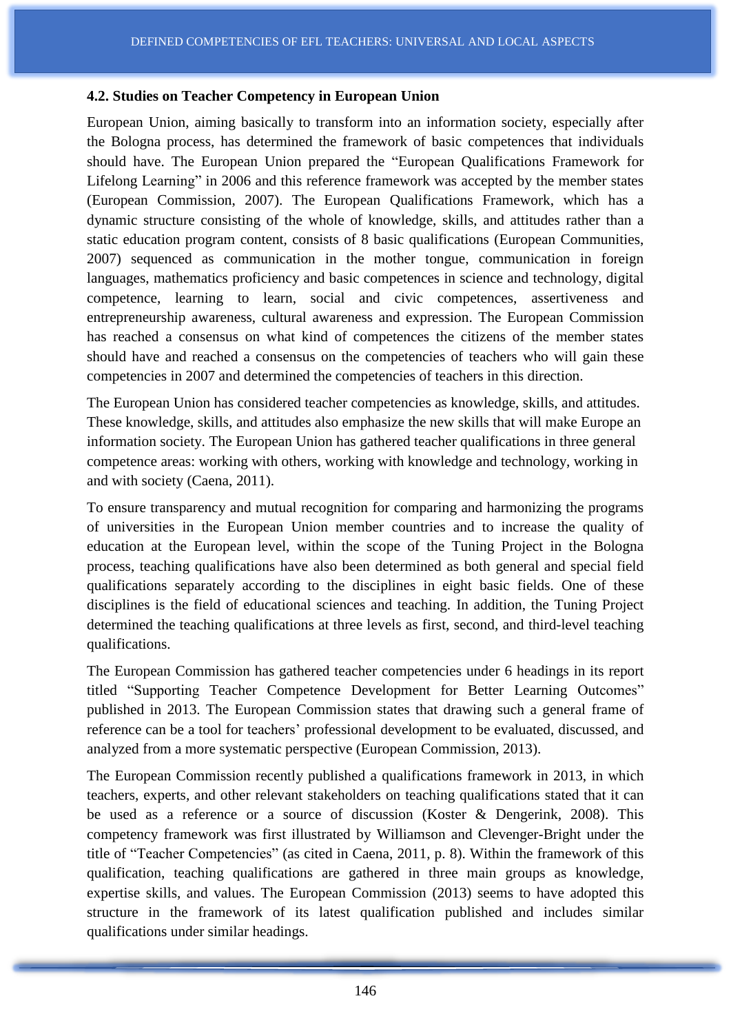### 4.2. Studies on Teacher Competency in European Union

European Union, aiming basically to transform into an information society, especially after the Bologna process, has determined the framework of basic competences that individuals should have. The European Union prepared the “European Qualifications Framework for Lifelong Learning” in 2006 and this reference framework was accepted by the member states (European Commission, 2007). The European Qualifications Framework, which has a dynamic structure consisting of the whole of knowledge, skills, and attitudes rather than a static education program content, consists of 8 basic qualifications (European Communities, 2007) sequenced as communication in the mother tongue, communication in foreign languages, mathematics proficiency and basic competences in science and technology, digital competence, learning to learn, social and civic competences, assertiveness and entrepreneurship awareness, cultural awareness and expression. The European Commission has reached a consensus on what kind of competences the citizens of the member states should have and reached a consensus on the competencies of teachers who will gain these competencies in 2007 and determined the competencies of teachers in this direction.

The European Union has considered teacher competencies as knowledge, skills, and attitudes. These knowledge, skills, and attitudes also emphasize the new skills that will make Europe an information society. The European Union has gathered teacher qualifications in three general competence areas: working with others, working with knowledge and technology, working in and with society (Caena, 2011).

To ensure transparency and mutual recognition for comparing and harmonizing the programs of universities in the European Union member countries and to increase the quality of education at the European level, within the scope of the Tuning Project in the Bologna process, teaching qualifications have also been determined as both general and special field qualifications separately according to the disciplines in eight basic fields. One of these disciplines is the field of educational sciences and teaching. In addition, the Tuning Project determined the teaching qualifications at three levels as first, second, and third-level teaching qualifications.

The European Commission has gathered teacher competencies under 6 headings in its report titled “Supporting Teacher Competence Development for Better Learning Outcomes” published in 2013. The European Commission states that drawing such a general frame of reference can be a tool for teachers’ professional development to be evaluated, discussed, and analyzed from a more systematic perspective (European Commission, 2013).

The European Commission recently published a qualifications framework in 2013, in which teachers, experts, and other relevant stakeholders on teaching qualifications stated that it can be used as a reference or a source of discussion (Koster & Dengerink, 2008). This competency framework was first illustrated by Williamson and Clevenger-Bright under the title of “Teacher Competencies” (as cited in Caena, 2011, p. 8). Within the framework of this qualification, teaching qualifications are gathered in three main groups as knowledge, expertise skills, and values. The European Commission (2013) seems to have adopted this structure in the framework of its latest qualification published and includes similar qualifications under similar headings.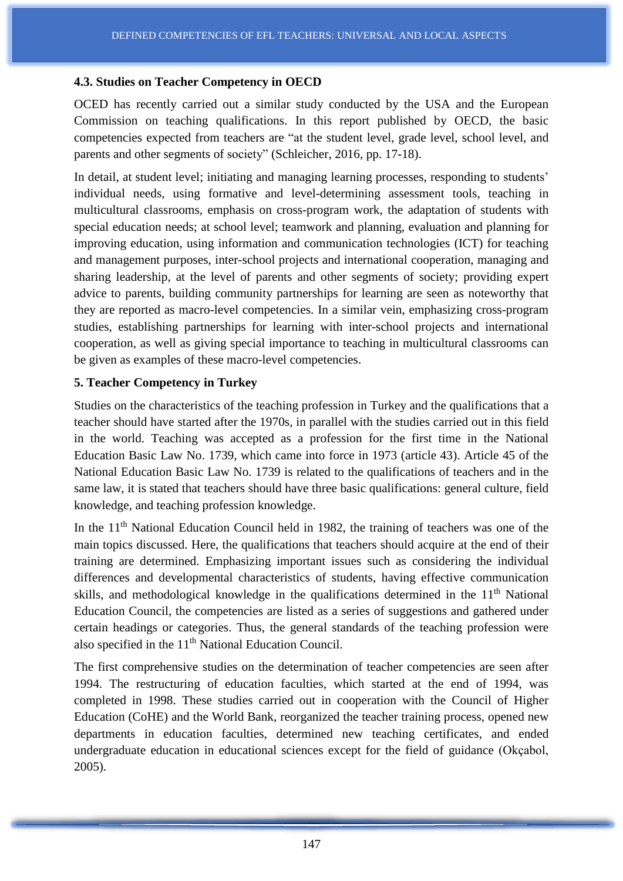### 4.3. Studies on Teacher Competency in OECD

OCED has recently carried out a similar study conducted by the USA and the European Commission on teaching qualifications. In this report published by OECD, the basic competencies expected from teachers are "at the student level, grade level, school level, and parents and other segments of society" (Schleicher, 2016, pp. 17-18).

In detail, at student level; initiating and managing learning processes, responding to students' individual needs, using formative and level-determining assessment tools, teaching in multicultural classrooms, emphasis on cross-program work, the adaptation of students with special education needs; at school level; teamwork and planning, evaluation and planning for improving education, using information and communication technologies (ICT) for teaching and management purposes, inter-school projects and international cooperation, managing and sharing leadership, at the level of parents and other segments of society; providing expert advice to parents, building community partnerships for learning are seen as noteworthy that they are reported as macro-level competencies. In a similar vein, emphasizing cross-program studies, establishing partnerships for learning with inter-school projects and international cooperation, as well as giving special importance to teaching in multicultural classrooms can be given as examples of these macro-level competencies.

## 5. Teacher Competency in Turkey

Studies on the characteristics of the teaching profession in Turkey and the qualifications that a teacher should have started after the 1970s, in parallel with the studies carried out in this field in the world. Teaching was accepted as a profession for the first time in the National Education Basic Law No. 1739, which came into force in 1973 (article 43). Article 45 of the National Education Basic Law No. 1739 is related to the qualifications of teachers and in the same law, it is stated that teachers should have three basic qualifications: general culture, field knowledge, and teaching profession knowledge.

In the 11th National Education Council held in 1982, the training of teachers was one of the main topics discussed. Here, the qualifications that teachers should acquire at the end of their training are determined. Emphasizing important issues such as considering the individual differences and developmental characteristics of students, having effective communication skills, and methodological knowledge in the qualifications determined in the 11th National Education Council, the competencies are listed as a series of suggestions and gathered under certain headings or categories. Thus, the general standards of the teaching profession were also specified in the 11th National Education Council.

The first comprehensive studies on the determination of teacher competencies are seen after 1994. The restructuring of education faculties, which started at the end of 1994, was completed in 1998. These studies carried out in cooperation with the Council of Higher Education (CoHE) and the World Bank, reorganized the teacher training process, opened new departments in education faculties, determined new teaching certificates, and ended undergraduate education in educational sciences except for the field of guidance (Okçabol, 2005).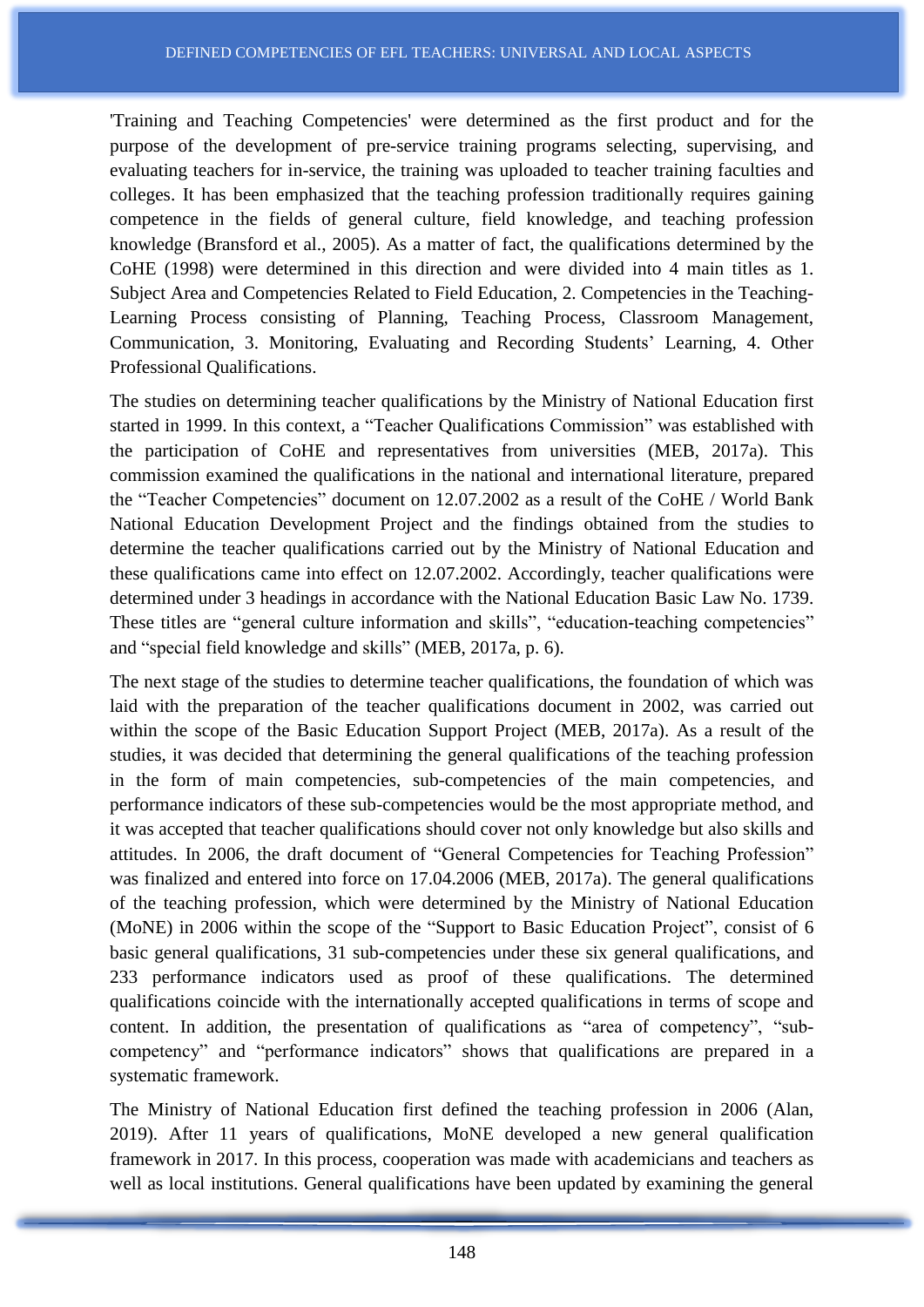'Training and Teaching Competencies' were determined as the first product and for the purpose of the development of pre-service training programs selecting, supervising, and evaluating teachers for in-service, the training was uploaded to teacher training faculties and colleges. It has been emphasized that the teaching profession traditionally requires gaining competence in the fields of general culture, field knowledge, and teaching profession knowledge (Bransford et al., 2005). As a matter of fact, the qualifications determined by the CoHE (1998) were determined in this direction and were divided into 4 main titles as 1. Subject Area and Competencies Related to Field Education, 2. Competencies in the Teaching-Learning Process consisting of Planning, Teaching Process, Classroom Management, Communication, 3. Monitoring, Evaluating and Recording Students' Learning, 4. Other Professional Qualifications.

The studies on determining teacher qualifications by the Ministry of National Education first started in 1999. In this context, a "Teacher Qualifications Commission" was established with the participation of CoHE and representatives from universities (MEB, 2017a). This commission examined the qualifications in the national and international literature, prepared the "Teacher Competencies" document on 12.07.2002 as a result of the CoHE / World Bank National Education Development Project and the findings obtained from the studies to determine the teacher qualifications carried out by the Ministry of National Education and these qualifications came into effect on 12.07.2002. Accordingly, teacher qualifications were determined under 3 headings in accordance with the National Education Basic Law No. 1739. These titles are "general culture information and skills", "education-teaching competencies" and "special field knowledge and skills" (MEB, 2017a, p. 6).

The next stage of the studies to determine teacher qualifications, the foundation of which was laid with the preparation of the teacher qualifications document in 2002, was carried out within the scope of the Basic Education Support Project (MEB, 2017a). As a result of the studies, it was decided that determining the general qualifications of the teaching profession in the form of main competencies, sub-competencies of the main competencies, and performance indicators of these sub-competencies would be the most appropriate method, and it was accepted that teacher qualifications should cover not only knowledge but also skills and attitudes. In 2006, the draft document of "General Competencies for Teaching Profession" was finalized and entered into force on 17.04.2006 (MEB, 2017a). The general qualifications of the teaching profession, which were determined by the Ministry of National Education (MoNE) in 2006 within the scope of the "Support to Basic Education Project", consist of 6 basic general qualifications, 31 sub-competencies under these six general qualifications, and 233 performance indicators used as proof of these qualifications. The determined qualifications coincide with the internationally accepted qualifications in terms of scope and content. In addition, the presentation of qualifications as "area of competency", "sub-competency" and "performance indicators" shows that qualifications are prepared in a systematic framework.

The Ministry of National Education first defined the teaching profession in 2006 (Alan, 2019). After 11 years of qualifications, MoNE developed a new general qualification framework in 2017. In this process, cooperation was made with academicians and teachers as well as local institutions. General qualifications have been updated by examining the general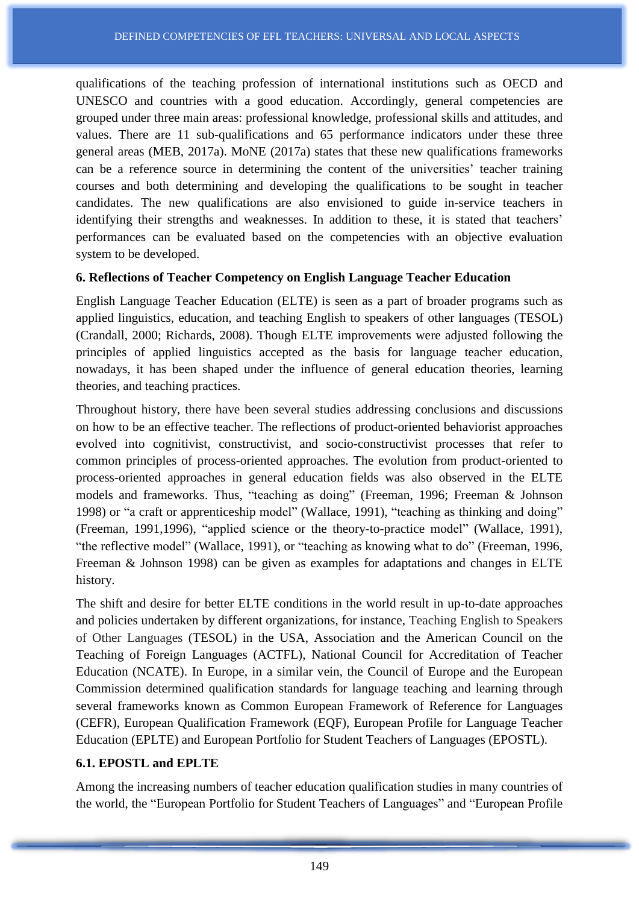qualifications of the teaching profession of international institutions such as OECD and UNESCO and countries with a good education. Accordingly, general competencies are grouped under three main areas: professional knowledge, professional skills and attitudes, and values. There are 11 sub-qualifications and 65 performance indicators under these three general areas (MEB, 2017a). MoNE (2017a) states that these new qualifications frameworks can be a reference source in determining the content of the universities' teacher training courses and both determining and developing the qualifications to be sought in teacher candidates. The new qualifications are also envisioned to guide in-service teachers in identifying their strengths and weaknesses. In addition to these, it is stated that teachers' performances can be evaluated based on the competencies with an objective evaluation system to be developed.

## 6. Reflections of Teacher Competency on English Language Teacher Education

English Language Teacher Education (ELTE) is seen as a part of broader programs such as applied linguistics, education, and teaching English to speakers of other languages (TESOL) (Crandall, 2000; Richards, 2008). Though ELTE improvements were adjusted following the principles of applied linguistics accepted as the basis for language teacher education, nowadays, it has been shaped under the influence of general education theories, learning theories, and teaching practices.

Throughout history, there have been several studies addressing conclusions and discussions on how to be an effective teacher. The reflections of product-oriented behaviorist approaches evolved into cognitivist, constructivist, and socio-constructivist processes that refer to common principles of process-oriented approaches. The evolution from product-oriented to process-oriented approaches in general education fields was also observed in the ELTE models and frameworks. Thus, "teaching as doing" (Freeman, 1996; Freeman & Johnson 1998) or "a craft or apprenticeship model" (Wallace, 1991), "teaching as thinking and doing" (Freeman, 1991,1996), "applied science or the theory-to-practice model" (Wallace, 1991), "the reflective model" (Wallace, 1991), or "teaching as knowing what to do" (Freeman, 1996, Freeman & Johnson 1998) can be given as examples for adaptations and changes in ELTE history.

The shift and desire for better ELTE conditions in the world result in up-to-date approaches and policies undertaken by different organizations, for instance, Teaching English to Speakers of Other Languages (TESOL) in the USA, Association and the American Council on the Teaching of Foreign Languages (ACTFL), National Council for Accreditation of Teacher Education (NCATE). In Europe, in a similar vein, the Council of Europe and the European Commission determined qualification standards for language teaching and learning through several frameworks known as Common European Framework of Reference for Languages (CEFR), European Qualification Framework (EQF), European Profile for Language Teacher Education (EPLTE) and European Portfolio for Student Teachers of Languages (EPOSTL).

### 6.1. EPOSTL and EPLTE

Among the increasing numbers of teacher education qualification studies in many countries of the world, the "European Portfolio for Student Teachers of Languages" and "European Profile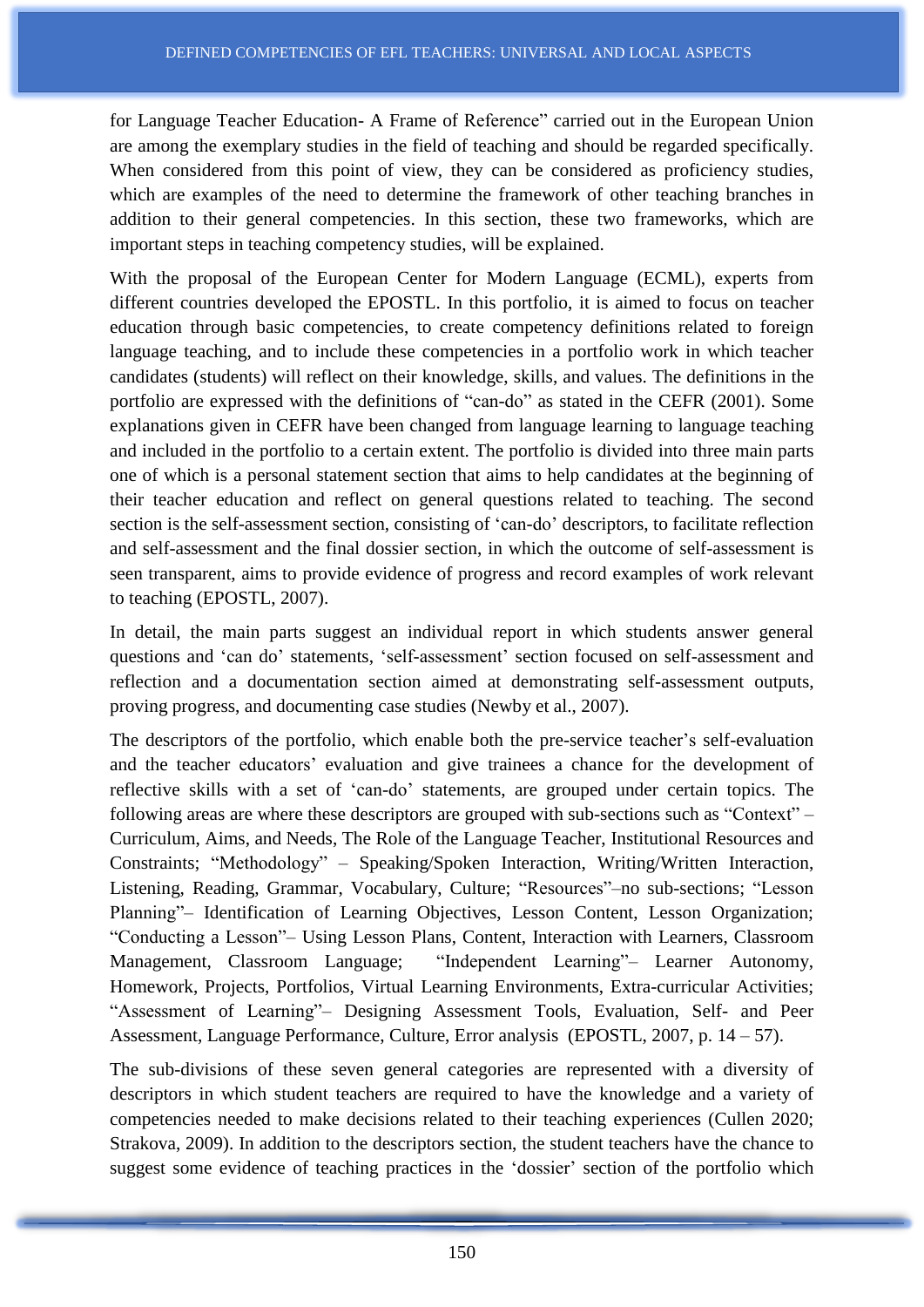for Language Teacher Education- A Frame of Reference" carried out in the European Union are among the exemplary studies in the field of teaching and should be regarded specifically. When considered from this point of view, they can be considered as proficiency studies, which are examples of the need to determine the framework of other teaching branches in addition to their general competencies. In this section, these two frameworks, which are important steps in teaching competency studies, will be explained.

With the proposal of the European Center for Modern Language (ECML), experts from different countries developed the EPOSTL. In this portfolio, it is aimed to focus on teacher education through basic competencies, to create competency definitions related to foreign language teaching, and to include these competencies in a portfolio work in which teacher candidates (students) will reflect on their knowledge, skills, and values. The definitions in the portfolio are expressed with the definitions of "can-do" as stated in the CEFR (2001). Some explanations given in CEFR have been changed from language learning to language teaching and included in the portfolio to a certain extent. The portfolio is divided into three main parts one of which is a personal statement section that aims to help candidates at the beginning of their teacher education and reflect on general questions related to teaching. The second section is the self-assessment section, consisting of 'can-do' descriptors, to facilitate reflection and self-assessment and the final dossier section, in which the outcome of self-assessment is seen transparent, aims to provide evidence of progress and record examples of work relevant to teaching (EPOSTL, 2007).

In detail, the main parts suggest an individual report in which students answer general questions and 'can do' statements, 'self-assessment' section focused on self-assessment and reflection and a documentation section aimed at demonstrating self-assessment outputs, proving progress, and documenting case studies (Newby et al., 2007).

The descriptors of the portfolio, which enable both the pre-service teacher's self-evaluation and the teacher educators' evaluation and give trainees a chance for the development of reflective skills with a set of 'can-do' statements, are grouped under certain topics. The following areas are where these descriptors are grouped with sub-sections such as "Context" – Curriculum, Aims, and Needs, The Role of the Language Teacher, Institutional Resources and Constraints; "Methodology" – Speaking/Spoken Interaction, Writing/Written Interaction, Listening, Reading, Grammar, Vocabulary, Culture; "Resources"–no sub-sections; "Lesson Planning"– Identification of Learning Objectives, Lesson Content, Lesson Organization; "Conducting a Lesson"– Using Lesson Plans, Content, Interaction with Learners, Classroom Management, Classroom Language; "Independent Learning"– Learner Autonomy, Homework, Projects, Portfolios, Virtual Learning Environments, Extra-curricular Activities; "Assessment of Learning"– Designing Assessment Tools, Evaluation, Self- and Peer Assessment, Language Performance, Culture, Error analysis (EPOSTL, 2007, p. 14 – 57).

The sub-divisions of these seven general categories are represented with a diversity of descriptors in which student teachers are required to have the knowledge and a variety of competencies needed to make decisions related to their teaching experiences (Cullen 2020; Strakova, 2009). In addition to the descriptors section, the student teachers have the chance to suggest some evidence of teaching practices in the 'dossier' section of the portfolio which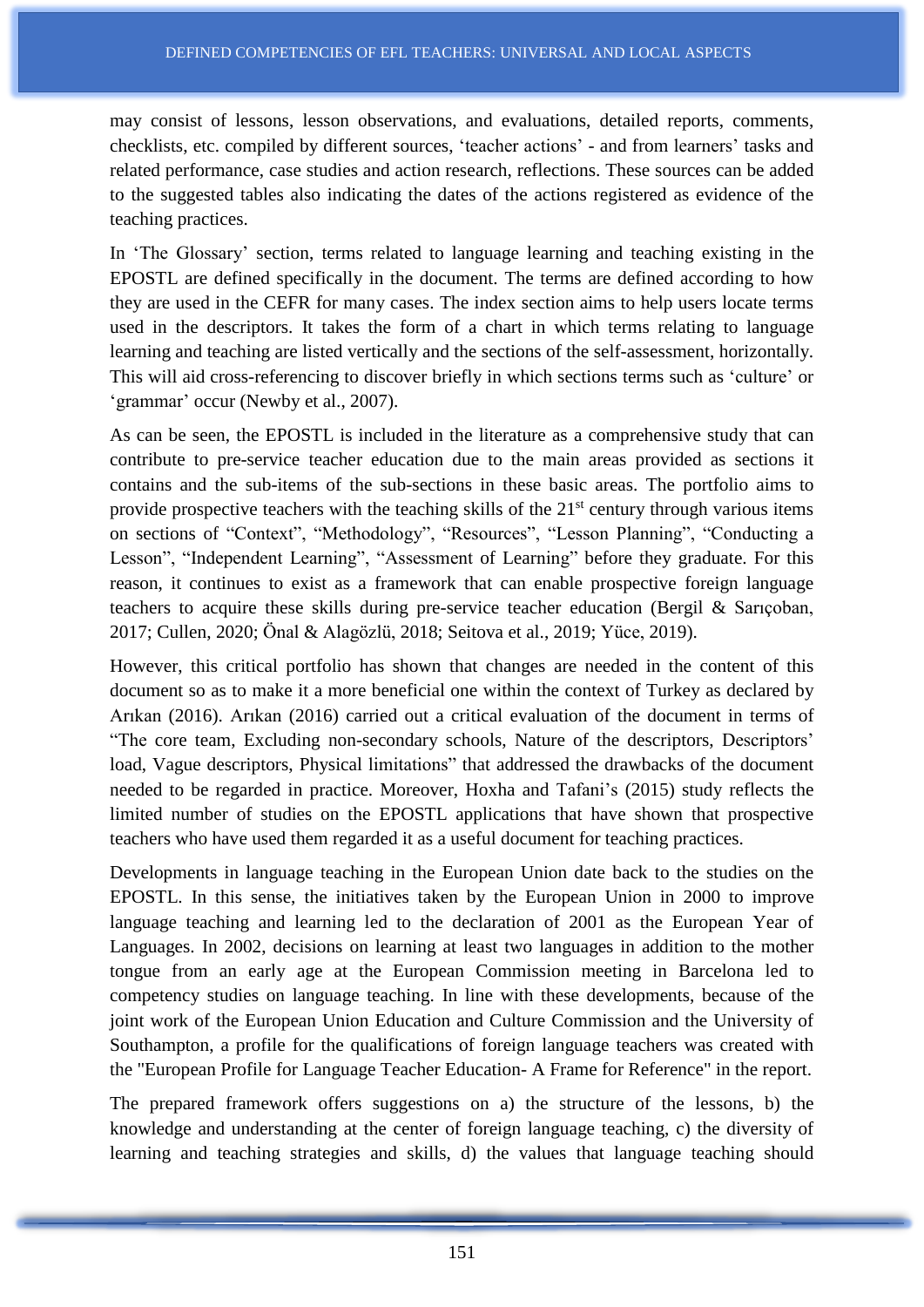may consist of lessons, lesson observations, and evaluations, detailed reports, comments, checklists, etc. compiled by different sources, 'teacher actions' - and from learners' tasks and related performance, case studies and action research, reflections. These sources can be added to the suggested tables also indicating the dates of the actions registered as evidence of the teaching practices.

In 'The Glossary' section, terms related to language learning and teaching existing in the EPOSTL are defined specifically in the document. The terms are defined according to how they are used in the CEFR for many cases. The index section aims to help users locate terms used in the descriptors. It takes the form of a chart in which terms relating to language learning and teaching are listed vertically and the sections of the self-assessment, horizontally. This will aid cross-referencing to discover briefly in which sections terms such as 'culture' or 'grammar' occur (Newby et al., 2007).

As can be seen, the EPOSTL is included in the literature as a comprehensive study that can contribute to pre-service teacher education due to the main areas provided as sections it contains and the sub-items of the sub-sections in these basic areas. The portfolio aims to provide prospective teachers with the teaching skills of the 21st century through various items on sections of "Context", "Methodology", "Resources", "Lesson Planning", "Conducting a Lesson", "Independent Learning", "Assessment of Learning" before they graduate. For this reason, it continues to exist as a framework that can enable prospective foreign language teachers to acquire these skills during pre-service teacher education (Bergil & Sarıçoban, 2017; Cullen, 2020; Önal & Alagözlü, 2018; Seitova et al., 2019; Yüce, 2019).

However, this critical portfolio has shown that changes are needed in the content of this document so as to make it a more beneficial one within the context of Turkey as declared by Arıkan (2016). Arıkan (2016) carried out a critical evaluation of the document in terms of "The core team, Excluding non-secondary schools, Nature of the descriptors, Descriptors' load, Vague descriptors, Physical limitations" that addressed the drawbacks of the document needed to be regarded in practice. Moreover, Hoxha and Tafani's (2015) study reflects the limited number of studies on the EPOSTL applications that have shown that prospective teachers who have used them regarded it as a useful document for teaching practices.

Developments in language teaching in the European Union date back to the studies on the EPOSTL. In this sense, the initiatives taken by the European Union in 2000 to improve language teaching and learning led to the declaration of 2001 as the European Year of Languages. In 2002, decisions on learning at least two languages in addition to the mother tongue from an early age at the European Commission meeting in Barcelona led to competency studies on language teaching. In line with these developments, because of the joint work of the European Union Education and Culture Commission and the University of Southampton, a profile for the qualifications of foreign language teachers was created with the "European Profile for Language Teacher Education- A Frame for Reference" in the report.

The prepared framework offers suggestions on a) the structure of the lessons, b) the knowledge and understanding at the center of foreign language teaching, c) the diversity of learning and teaching strategies and skills, d) the values that language teaching should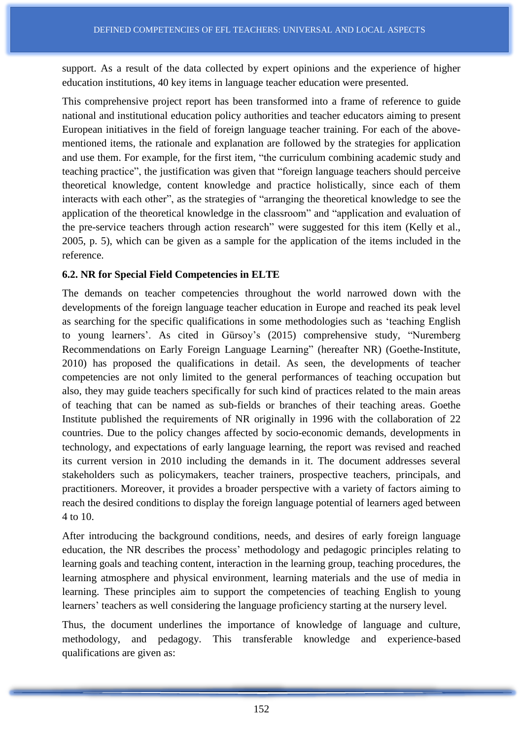support. As a result of the data collected by expert opinions and the experience of higher education institutions, 40 key items in language teacher education were presented.

This comprehensive project report has been transformed into a frame of reference to guide national and institutional education policy authorities and teacher educators aiming to present European initiatives in the field of foreign language teacher training. For each of the above-mentioned items, the rationale and explanation are followed by the strategies for application and use them. For example, for the first item, "the curriculum combining academic study and teaching practice", the justification was given that "foreign language teachers should perceive theoretical knowledge, content knowledge and practice holistically, since each of them interacts with each other", as the strategies of "arranging the theoretical knowledge to see the application of the theoretical knowledge in the classroom" and "application and evaluation of the pre-service teachers through action research" were suggested for this item (Kelly et al., 2005, p. 5), which can be given as a sample for the application of the items included in the reference.

### 6.2. NR for Special Field Competencies in ELTE

The demands on teacher competencies throughout the world narrowed down with the developments of the foreign language teacher education in Europe and reached its peak level as searching for the specific qualifications in some methodologies such as 'teaching English to young learners'. As cited in Gürsoy's (2015) comprehensive study, "Nuremberg Recommendations on Early Foreign Language Learning" (hereafter NR) (Goethe-Institute, 2010) has proposed the qualifications in detail. As seen, the developments of teacher competencies are not only limited to the general performances of teaching occupation but also, they may guide teachers specifically for such kind of practices related to the main areas of teaching that can be named as sub-fields or branches of their teaching areas. Goethe Institute published the requirements of NR originally in 1996 with the collaboration of 22 countries. Due to the policy changes affected by socio-economic demands, developments in technology, and expectations of early language learning, the report was revised and reached its current version in 2010 including the demands in it. The document addresses several stakeholders such as policymakers, teacher trainers, prospective teachers, principals, and practitioners. Moreover, it provides a broader perspective with a variety of factors aiming to reach the desired conditions to display the foreign language potential of learners aged between 4 to 10.

After introducing the background conditions, needs, and desires of early foreign language education, the NR describes the process' methodology and pedagogic principles relating to learning goals and teaching content, interaction in the learning group, teaching procedures, the learning atmosphere and physical environment, learning materials and the use of media in learning. These principles aim to support the competencies of teaching English to young learners' teachers as well considering the language proficiency starting at the nursery level.

Thus, the document underlines the importance of knowledge of language and culture, methodology, and pedagogy. This transferable knowledge and experience-based qualifications are given as: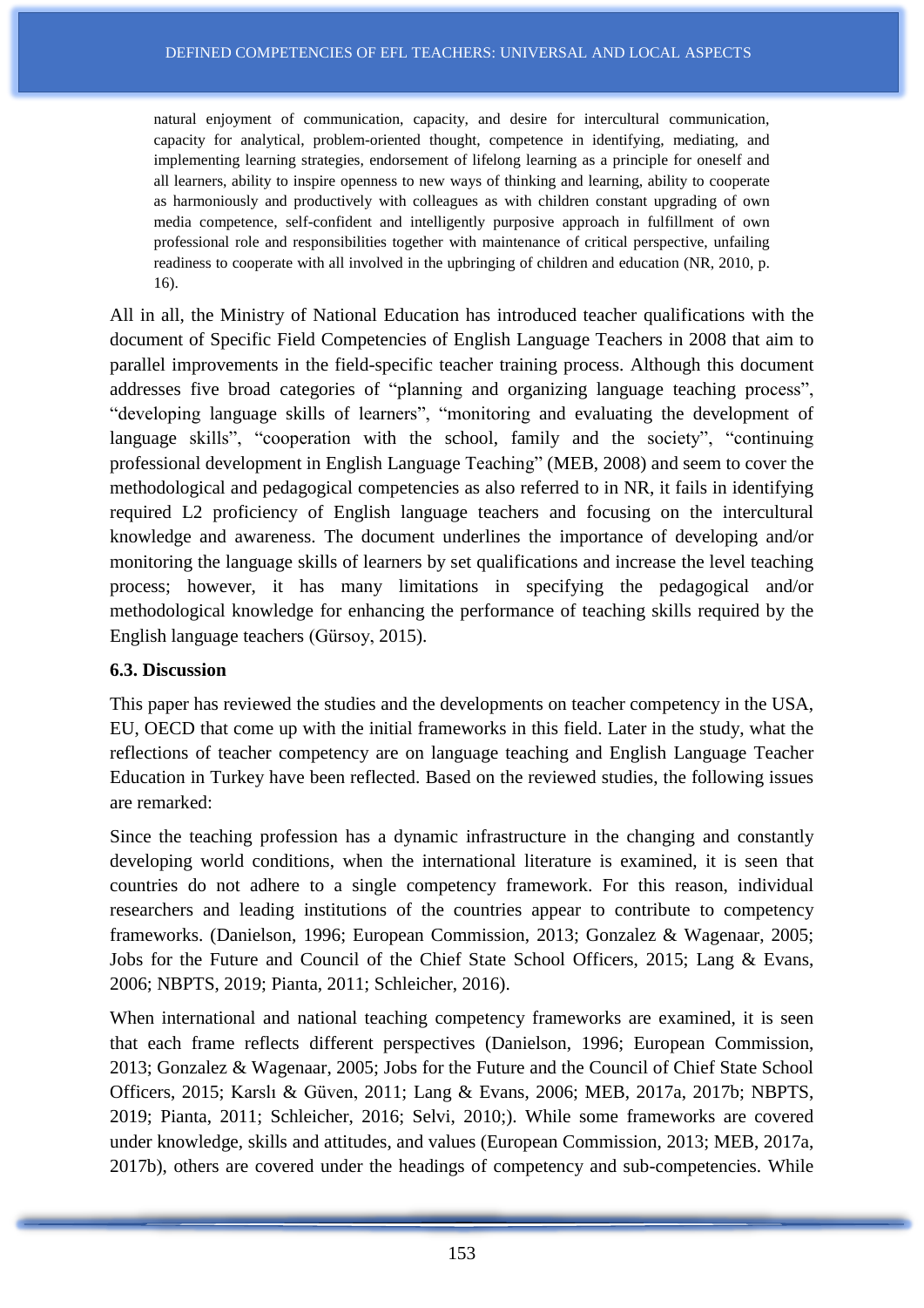> natural enjoyment of communication, capacity, and desire for intercultural communication, capacity for analytical, problem-oriented thought, competence in identifying, mediating, and implementing learning strategies, endorsement of lifelong learning as a principle for oneself and all learners, ability to inspire openness to new ways of thinking and learning, ability to cooperate as harmoniously and productively with colleagues as with children constant upgrading of own media competence, self-confident and intelligently purposive approach in fulfillment of own professional role and responsibilities together with maintenance of critical perspective, unfailing readiness to cooperate with all involved in the upbringing of children and education (NR, 2010, p. 16).

All in all, the Ministry of National Education has introduced teacher qualifications with the document of Specific Field Competencies of English Language Teachers in 2008 that aim to parallel improvements in the field-specific teacher training process. Although this document addresses five broad categories of "planning and organizing language teaching process", "developing language skills of learners", "monitoring and evaluating the development of language skills", "cooperation with the school, family and the society", "continuing professional development in English Language Teaching" (MEB, 2008) and seem to cover the methodological and pedagogical competencies as also referred to in NR, it fails in identifying required L2 proficiency of English language teachers and focusing on the intercultural knowledge and awareness. The document underlines the importance of developing and/or monitoring the language skills of learners by set qualifications and increase the level teaching process; however, it has many limitations in specifying the pedagogical and/or methodological knowledge for enhancing the performance of teaching skills required by the English language teachers (Gürsoy, 2015).

### 6.3. Discussion

This paper has reviewed the studies and the developments on teacher competency in the USA, EU, OECD that come up with the initial frameworks in this field. Later in the study, what the reflections of teacher competency are on language teaching and English Language Teacher Education in Turkey have been reflected. Based on the reviewed studies, the following issues are remarked:

Since the teaching profession has a dynamic infrastructure in the changing and constantly developing world conditions, when the international literature is examined, it is seen that countries do not adhere to a single competency framework. For this reason, individual researchers and leading institutions of the countries appear to contribute to competency frameworks. (Danielson, 1996; European Commission, 2013; Gonzalez & Wagenaar, 2005; Jobs for the Future and Council of the Chief State School Officers, 2015; Lang & Evans, 2006; NBPTS, 2019; Pianta, 2011; Schleicher, 2016).

When international and national teaching competency frameworks are examined, it is seen that each frame reflects different perspectives (Danielson, 1996; European Commission, 2013; Gonzalez & Wagenaar, 2005; Jobs for the Future and the Council of Chief State School Officers, 2015; Karslı & Güven, 2011; Lang & Evans, 2006; MEB, 2017a, 2017b; NBPTS, 2019; Pianta, 2011; Schleicher, 2016; Selvi, 2010;). While some frameworks are covered under knowledge, skills and attitudes, and values (European Commission, 2013; MEB, 2017a, 2017b), others are covered under the headings of competency and sub-competencies. While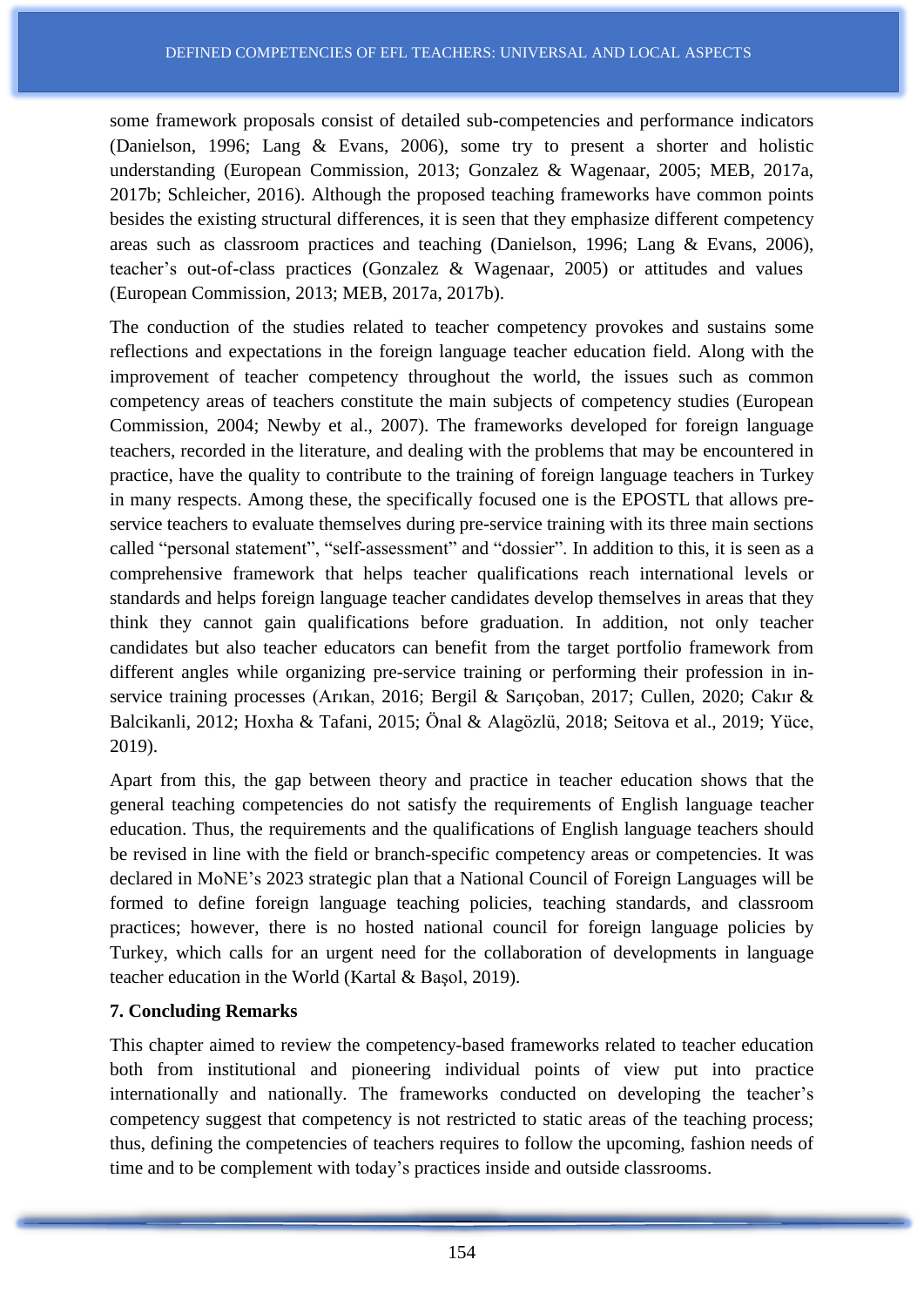some framework proposals consist of detailed sub-competencies and performance indicators (Danielson, 1996; Lang & Evans, 2006), some try to present a shorter and holistic understanding (European Commission, 2013; Gonzalez & Wagenaar, 2005; MEB, 2017a, 2017b; Schleicher, 2016). Although the proposed teaching frameworks have common points besides the existing structural differences, it is seen that they emphasize different competency areas such as classroom practices and teaching (Danielson, 1996; Lang & Evans, 2006), teacher's out-of-class practices (Gonzalez & Wagenaar, 2005) or attitudes and values (European Commission, 2013; MEB, 2017a, 2017b).

The conduction of the studies related to teacher competency provokes and sustains some reflections and expectations in the foreign language teacher education field. Along with the improvement of teacher competency throughout the world, the issues such as common competency areas of teachers constitute the main subjects of competency studies (European Commission, 2004; Newby et al., 2007). The frameworks developed for foreign language teachers, recorded in the literature, and dealing with the problems that may be encountered in practice, have the quality to contribute to the training of foreign language teachers in Turkey in many respects. Among these, the specifically focused one is the EPOSTL that allows pre-service teachers to evaluate themselves during pre-service training with its three main sections called "personal statement", "self-assessment" and "dossier". In addition to this, it is seen as a comprehensive framework that helps teacher qualifications reach international levels or standards and helps foreign language teacher candidates develop themselves in areas that they think they cannot gain qualifications before graduation. In addition, not only teacher candidates but also teacher educators can benefit from the target portfolio framework from different angles while organizing pre-service training or performing their profession in in-service training processes (Arıkan, 2016; Bergil & Sarıçoban, 2017; Cullen, 2020; Cakır & Balcikanli, 2012; Hoxha & Tafani, 2015; Önal & Alagözlü, 2018; Seitova et al., 2019; Yüce, 2019).

Apart from this, the gap between theory and practice in teacher education shows that the general teaching competencies do not satisfy the requirements of English language teacher education. Thus, the requirements and the qualifications of English language teachers should be revised in line with the field or branch-specific competency areas or competencies. It was declared in MoNE's 2023 strategic plan that a National Council of Foreign Languages will be formed to define foreign language teaching policies, teaching standards, and classroom practices; however, there is no hosted national council for foreign language policies by Turkey, which calls for an urgent need for the collaboration of developments in language teacher education in the World (Kartal & Başol, 2019).

## 7. Concluding Remarks

This chapter aimed to review the competency-based frameworks related to teacher education both from institutional and pioneering individual points of view put into practice internationally and nationally. The frameworks conducted on developing the teacher's competency suggest that competency is not restricted to static areas of the teaching process; thus, defining the competencies of teachers requires to follow the upcoming, fashion needs of time and to be complement with today's practices inside and outside classrooms.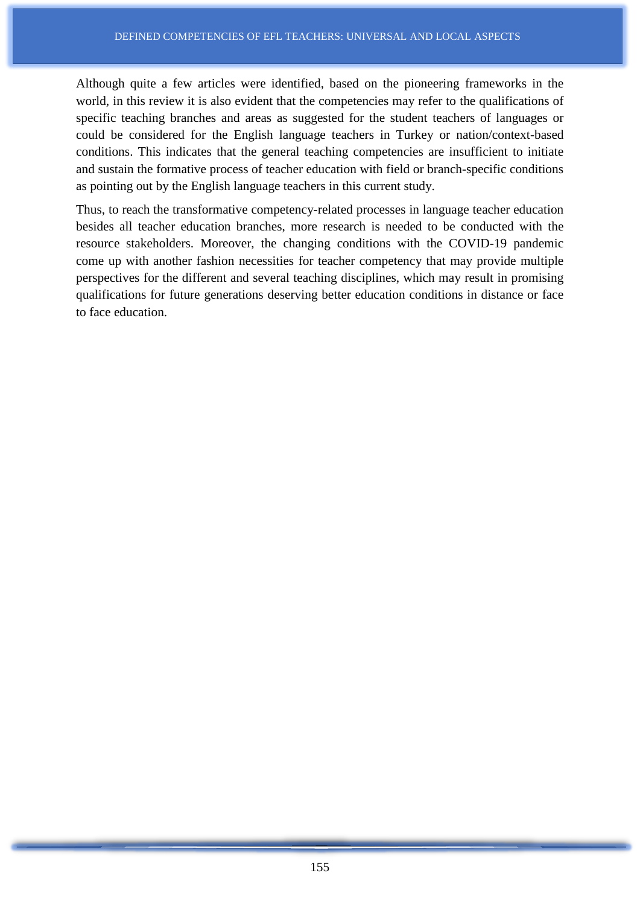Although quite a few articles were identified, based on the pioneering frameworks in the world, in this review it is also evident that the competencies may refer to the qualifications of specific teaching branches and areas as suggested for the student teachers of languages or could be considered for the English language teachers in Turkey or nation/context-based conditions. This indicates that the general teaching competencies are insufficient to initiate and sustain the formative process of teacher education with field or branch-specific conditions as pointing out by the English language teachers in this current study.

Thus, to reach the transformative competency-related processes in language teacher education besides all teacher education branches, more research is needed to be conducted with the resource stakeholders. Moreover, the changing conditions with the COVID-19 pandemic come up with another fashion necessities for teacher competency that may provide multiple perspectives for the different and several teaching disciplines, which may result in promising qualifications for future generations deserving better education conditions in distance or face to face education.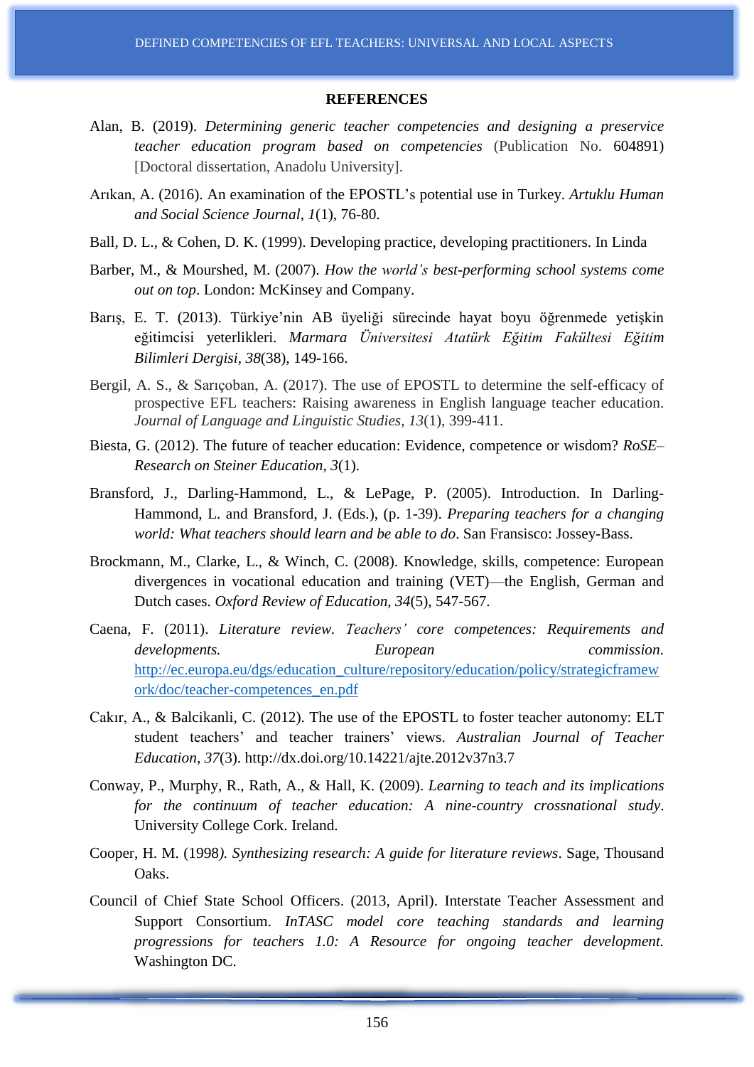**REFERENCES**

Alan, B. (2019). *Determining generic teacher competencies and designing a preservice teacher education program based on competencies* (Publication No. 604891) [Doctoral dissertation, Anadolu University].

Arıkan, A. (2016). An examination of the EPOSTL's potential use in Turkey. *Artuklu Human and Social Science Journal*, *1*(1), 76-80.

Ball, D. L., & Cohen, D. K. (1999). Developing practice, developing practitioners. In Linda

Barber, M., & Mourshed, M. (2007). *How the world's best-performing school systems come out on top*. London: McKinsey and Company.

Barış, E. T. (2013). Türkiye'nin AB üyeliği sürecinde hayat boyu öğrenmede yetişkin eğitimcisi yeterlikleri. *Marmara Üniversitesi Atatürk Eğitim Fakültesi Eğitim Bilimleri Dergisi*, *38*(38), 149-166.

Bergil, A. S., & Sarıçoban, A. (2017). The use of EPOSTL to determine the self-efficacy of prospective EFL teachers: Raising awareness in English language teacher education. *Journal of Language and Linguistic Studies*, *13*(1), 399-411.

Biesta, G. (2012). The future of teacher education: Evidence, competence or wisdom? *RoSE– Research on Steiner Education*, *3*(1).

Bransford, J., Darling-Hammond, L., & LePage, P. (2005). Introduction. In Darling-Hammond, L. and Bransford, J. (Eds.), (p. 1-39). *Preparing teachers for a changing world: What teachers should learn and be able to do*. San Fransisco: Jossey-Bass.

Brockmann, M., Clarke, L., & Winch, C. (2008). Knowledge, skills, competence: European divergences in vocational education and training (VET)—the English, German and Dutch cases. *Oxford Review of Education*, *34*(5), 547-567.

Caena, F. (2011). *Literature review. Teachers' core competences: Requirements and developments.* European commission. http://ec.europa.eu/dgs/education_culture/repository/education/policy/strategicframework/doc/teacher-competences_en.pdf

Cakır, A., & Balcikanli, C. (2012). The use of the EPOSTL to foster teacher autonomy: ELT student teachers' and teacher trainers' views. *Australian Journal of Teacher Education*, *37*(3). http://dx.doi.org/10.14221/ajte.2012v37n3.7

Conway, P., Murphy, R., Rath, A., & Hall, K. (2009). *Learning to teach and its implications for the continuum of teacher education: A nine-country crossnational study*. University College Cork. Ireland.

Cooper, H. M. (1998). *Synthesizing research: A guide for literature reviews*. Sage, Thousand Oaks.

Council of Chief State School Officers. (2013, April). Interstate Teacher Assessment and Support Consortium. *InTASC model core teaching standards and learning progressions for teachers 1.0: A Resource for ongoing teacher development.* Washington DC.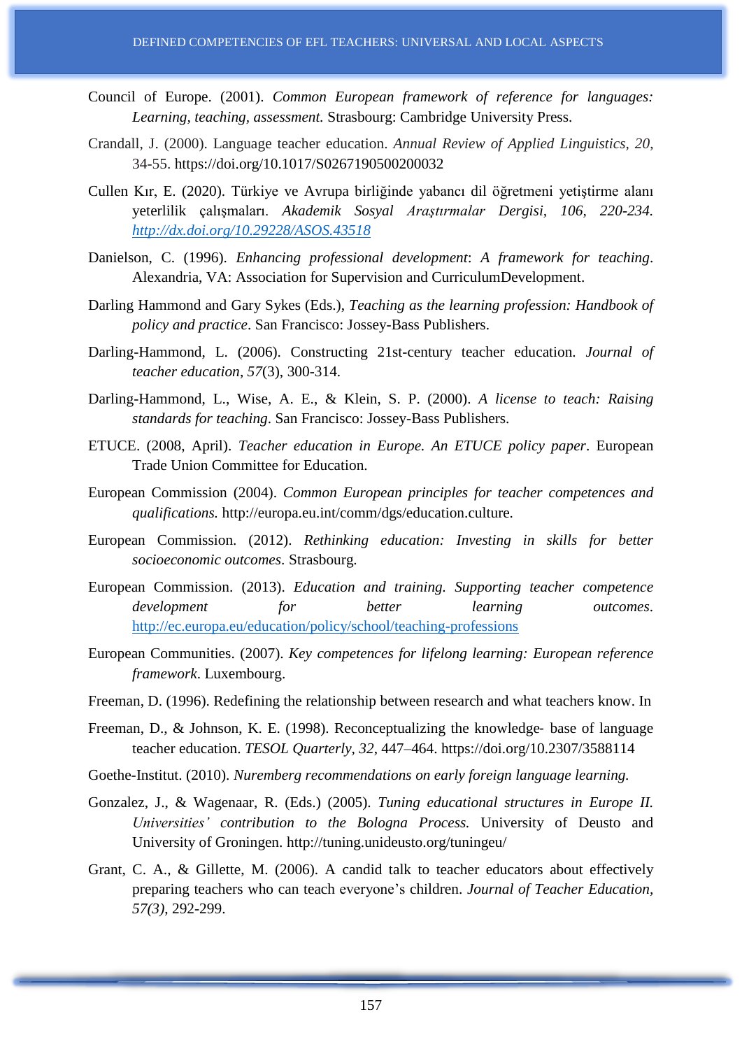Council of Europe. (2001). *Common European framework of reference for languages: Learning, teaching, assessment.* Strasbourg: Cambridge University Press.

Crandall, J. (2000). Language teacher education. *Annual Review of Applied Linguistics, 20*, 34-55. https://doi.org/10.1017/S0267190500200032

Cullen Kır, E. (2020). Türkiye ve Avrupa birliğinde yabancı dil öğretmeni yetiştirme alanı yeterlilik çalışmaları. *Akademik Sosyal Araştırmalar Dergisi, 106, 220-234. http://dx.doi.org/10.29228/ASOS.43518*

Danielson, C. (1996). *Enhancing professional development*: *A framework for teaching*. Alexandria, VA: Association for Supervision and CurriculumDevelopment.

Darling Hammond and Gary Sykes (Eds.), *Teaching as the learning profession: Handbook of policy and practice*. San Francisco: Jossey-Bass Publishers.

Darling-Hammond, L. (2006). Constructing 21st-century teacher education. *Journal of teacher education*, *57*(3), 300-314.

Darling-Hammond, L., Wise, A. E., & Klein, S. P. (2000). *A license to teach: Raising standards for teaching*. San Francisco: Jossey-Bass Publishers.

ETUCE. (2008, April). *Teacher education in Europe. An ETUCE policy paper*. European Trade Union Committee for Education.

European Commission (2004). *Common European principles for teacher competences and qualifications.* http://europa.eu.int/comm/dgs/education.culture.

European Commission. (2012). *Rethinking education: Investing in skills for better socioeconomic outcomes*. Strasbourg.

European Commission. (2013). *Education and training. Supporting teacher competence development for better learning outcomes.* http://ec.europa.eu/education/policy/school/teaching-professions

European Communities. (2007). *Key competences for lifelong learning: European reference framework*. Luxembourg.

Freeman, D. (1996). Redefining the relationship between research and what teachers know. In

Freeman, D., & Johnson, K. E. (1998). Reconceptualizing the knowledge- base of language teacher education. *TESOL Quarterly*, *32*, 447–464. https://doi.org/10.2307/3588114

Goethe-Institut. (2010). *Nuremberg recommendations on early foreign language learning.*

Gonzalez, J., & Wagenaar, R. (Eds.) (2005). *Tuning educational structures in Europe II. Universities' contribution to the Bologna Process.* University of Deusto and University of Groningen. http://tuning.unideusto.org/tuningeu/

Grant, C. A., & Gillette, M. (2006). A candid talk to teacher educators about effectively preparing teachers who can teach everyone's children. *Journal of Teacher Education, 57(3)*, 292-299.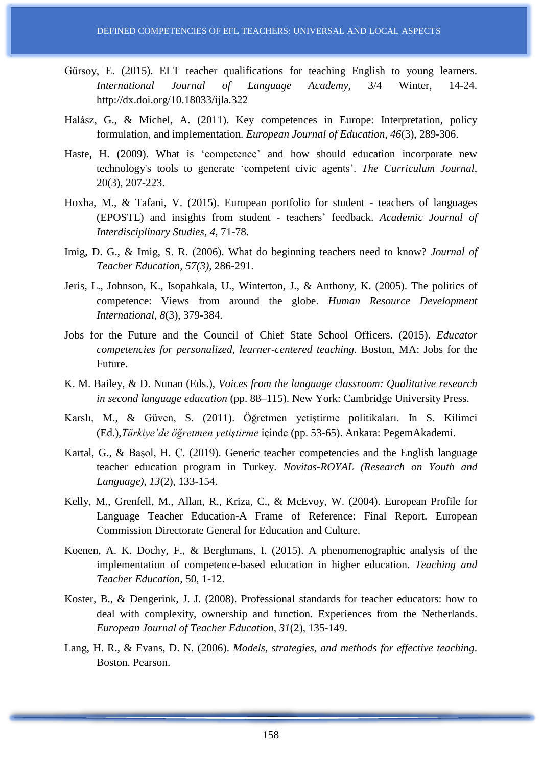Gürsoy, E. (2015). ELT teacher qualifications for teaching English to young learners. *International Journal of Language Academy*, 3/4 Winter, 14-24. http://dx.doi.org/10.18033/ijla.322

Halász, G., & Michel, A. (2011). Key competences in Europe: Interpretation, policy formulation, and implementation. *European Journal of Education*, *46*(3), 289-306.

Haste, H. (2009). What is 'competence' and how should education incorporate new technology's tools to generate 'competent civic agents'. *The Curriculum Journal*, 20(3), 207-223.

Hoxha, M., & Tafani, V. (2015). European portfolio for student - teachers of languages (EPOSTL) and insights from student - teachers' feedback. *Academic Journal of Interdisciplinary Studies*, *4*, 71-78.

Imig, D. G., & Imig, S. R. (2006). What do beginning teachers need to know? *Journal of Teacher Education, 57(3)*, 286-291.

Jeris, L., Johnson, K., Isopahkala, U., Winterton, J., & Anthony, K. (2005). The politics of competence: Views from around the globe. *Human Resource Development International*, *8*(3), 379-384.

Jobs for the Future and the Council of Chief State School Officers. (2015). *Educator competencies for personalized, learner-centered teaching.* Boston, MA: Jobs for the Future.

K. M. Bailey, & D. Nunan (Eds.), *Voices from the language classroom: Qualitative research in second language education* (pp. 88–115). New York: Cambridge University Press.

Karslı, M., & Güven, S. (2011). Öğretmen yetiştirme politikaları. In S. Kilimci (Ed.),*Türkiye'de öğretmen yetiştirme* içinde (pp. 53-65). Ankara: PegemAkademi.

Kartal, G., & Başol, H. Ç. (2019). Generic teacher competencies and the English language teacher education program in Turkey. *Novitas-ROYAL (Research on Youth and Language)*, *13*(2), 133-154.

Kelly, M., Grenfell, M., Allan, R., Kriza, C., & McEvoy, W. (2004). European Profile for Language Teacher Education-A Frame of Reference: Final Report. European Commission Directorate General for Education and Culture.

Koenen, A. K. Dochy, F., & Berghmans, I. (2015). A phenomenographic analysis of the implementation of competence-based education in higher education. *Teaching and Teacher Education*, 50, 1-12.

Koster, B., & Dengerink, J. J. (2008). Professional standards for teacher educators: how to deal with complexity, ownership and function. Experiences from the Netherlands. *European Journal of Teacher Education*, *31*(2), 135-149.

Lang, H. R., & Evans, D. N. (2006). *Models, strategies, and methods for effective teaching*. Boston. Pearson.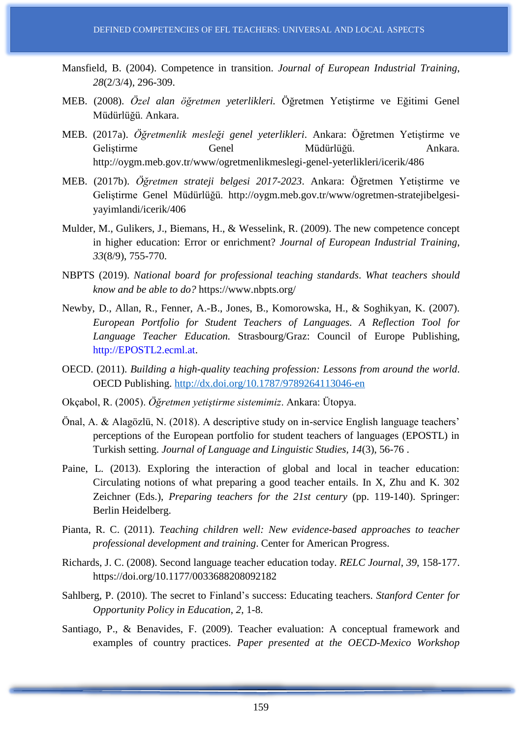Mansfield, B. (2004). Competence in transition. *Journal of European Industrial Training*, *28*(2/3/4), 296-309.

MEB. (2008). *Özel alan öğretmen yeterlikleri.* Öğretmen Yetiştirme ve Eğitimi Genel Müdürlüğü. Ankara.

MEB. (2017a). *Öğretmenlik mesleği genel yeterlikleri*. Ankara: Öğretmen Yetiştirme ve Geliştirme Genel Müdürlüğü. Ankara. http://oygm.meb.gov.tr/www/ogretmenlikmeslegi-genel-yeterlikleri/icerik/486

MEB. (2017b). *Öğretmen strateji belgesi 2017-2023*. Ankara: Öğretmen Yetiştirme ve Geliştirme Genel Müdürlüğü. http://oygm.meb.gov.tr/www/ogretmen-stratejibelgesi-yayimlandi/icerik/406

Mulder, M., Gulikers, J., Biemans, H., & Wesselink, R. (2009). The new competence concept in higher education: Error or enrichment? *Journal of European Industrial Training*, *33*(8/9), 755-770.

NBPTS (2019). *National board for professional teaching standards*. *What teachers should know and be able to do?* https://www.nbpts.org/

Newby, D., Allan, R., Fenner, A.-B., Jones, B., Komorowska, H., & Soghikyan, K. (2007). *European Portfolio for Student Teachers of Languages. A Reflection Tool for Language Teacher Education.* Strasbourg/Graz: Council of Europe Publishing, http://EPOSTL2.ecml.at.

OECD. (2011). *Building a high-quality teaching profession: Lessons from around the world*. OECD Publishing. http://dx.doi.org/10.1787/9789264113046-en

Okçabol, R. (2005). *Öğretmen yetiştirme sistemimiz*. Ankara: Ütopya.

Önal, A. & Alagözlü, N. (2018). A descriptive study on in-service English language teachers' perceptions of the European portfolio for student teachers of languages (EPOSTL) in Turkish setting. *Journal of Language and Linguistic Studies*, *14*(3), 56-76 .

Paine, L. (2013). Exploring the interaction of global and local in teacher education: Circulating notions of what preparing a good teacher entails. In X, Zhu and K. 302 Zeichner (Eds.), *Preparing teachers for the 21st century* (pp. 119-140). Springer: Berlin Heidelberg.

Pianta, R. C. (2011). *Teaching children well: New evidence-based approaches to teacher professional development and training*. Center for American Progress.

Richards, J. C. (2008). Second language teacher education today. *RELC Journal*, *39*, 158-177. https://doi.org/10.1177/0033688208092182

Sahlberg, P. (2010). The secret to Finland's success: Educating teachers. *Stanford Center for Opportunity Policy in Education*, *2*, 1-8.

Santiago, P., & Benavides, F. (2009). Teacher evaluation: A conceptual framework and examples of country practices. *Paper presented at the OECD-Mexico Workshop*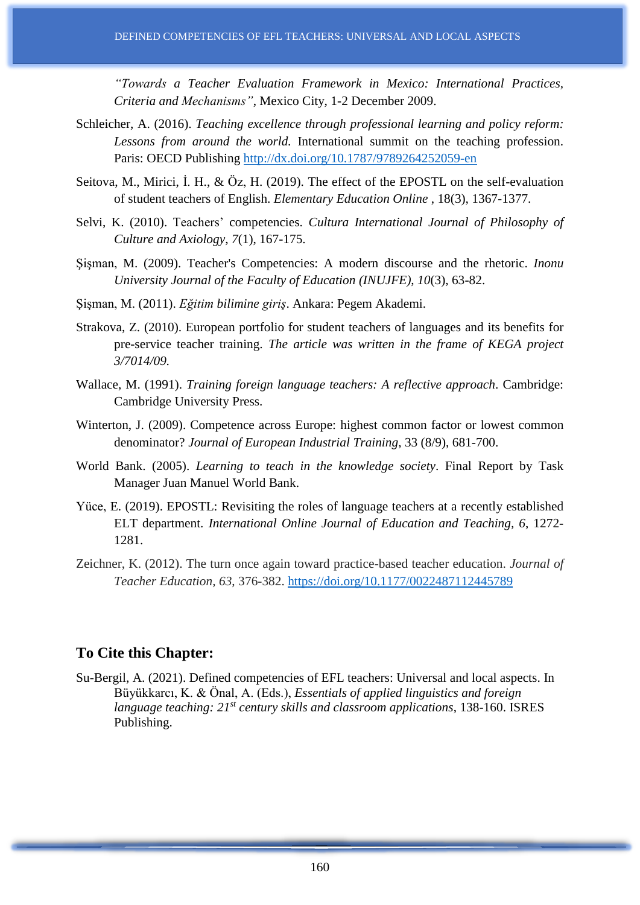*"Towards a Teacher Evaluation Framework in Mexico: International Practices, Criteria and Mechanisms"*, Mexico City, 1-2 December 2009.

Schleicher, A. (2016). *Teaching excellence through professional learning and policy reform: Lessons from around the world.* International summit on the teaching profession. Paris: OECD Publishing http://dx.doi.org/10.1787/9789264252059-en

Seitova, M., Mirici, İ. H., & Öz, H. (2019). The effect of the EPOSTL on the self-evaluation of student teachers of English. *Elementary Education Online* , 18(3), 1367-1377.

Selvi, K. (2010). Teachers' competencies. *Cultura International Journal of Philosophy of Culture and Axiology*, *7*(1), 167-175.

Şişman, M. (2009). Teacher's Competencies: A modern discourse and the rhetoric. *Inonu University Journal of the Faculty of Education (INUJFE)*, *10*(3), 63-82.

Şişman, M. (2011). *Eğitim bilimine giriş*. Ankara: Pegem Akademi.

Strakova, Z. (2010). European portfolio for student teachers of languages and its benefits for pre-service teacher training. *The article was written in the frame of KEGA project 3/7014/09.*

Wallace, M. (1991). *Training foreign language teachers: A reflective approach*. Cambridge: Cambridge University Press.

Winterton, J. (2009). Competence across Europe: highest common factor or lowest common denominator? *Journal of European Industrial Training*, 33 (8/9), 681-700.

World Bank. (2005). *Learning to teach in the knowledge society*. Final Report by Task Manager Juan Manuel World Bank.

Yüce, E. (2019). EPOSTL: Revisiting the roles of language teachers at a recently established ELT department. *International Online Journal of Education and Teaching, 6*, 1272-1281.

Zeichner, K. (2012). The turn once again toward practice-based teacher education. *Journal of Teacher Education, 63*, 376-382. https://doi.org/10.1177/0022487112445789

## To Cite this Chapter:

Su-Bergil, A. (2021). Defined competencies of EFL teachers: Universal and local aspects. In Büyükkarcı, K. & Önal, A. (Eds.), *Essentials of applied linguistics and foreign language teaching: 21st century skills and classroom applications*, 138-160. ISRES Publishing.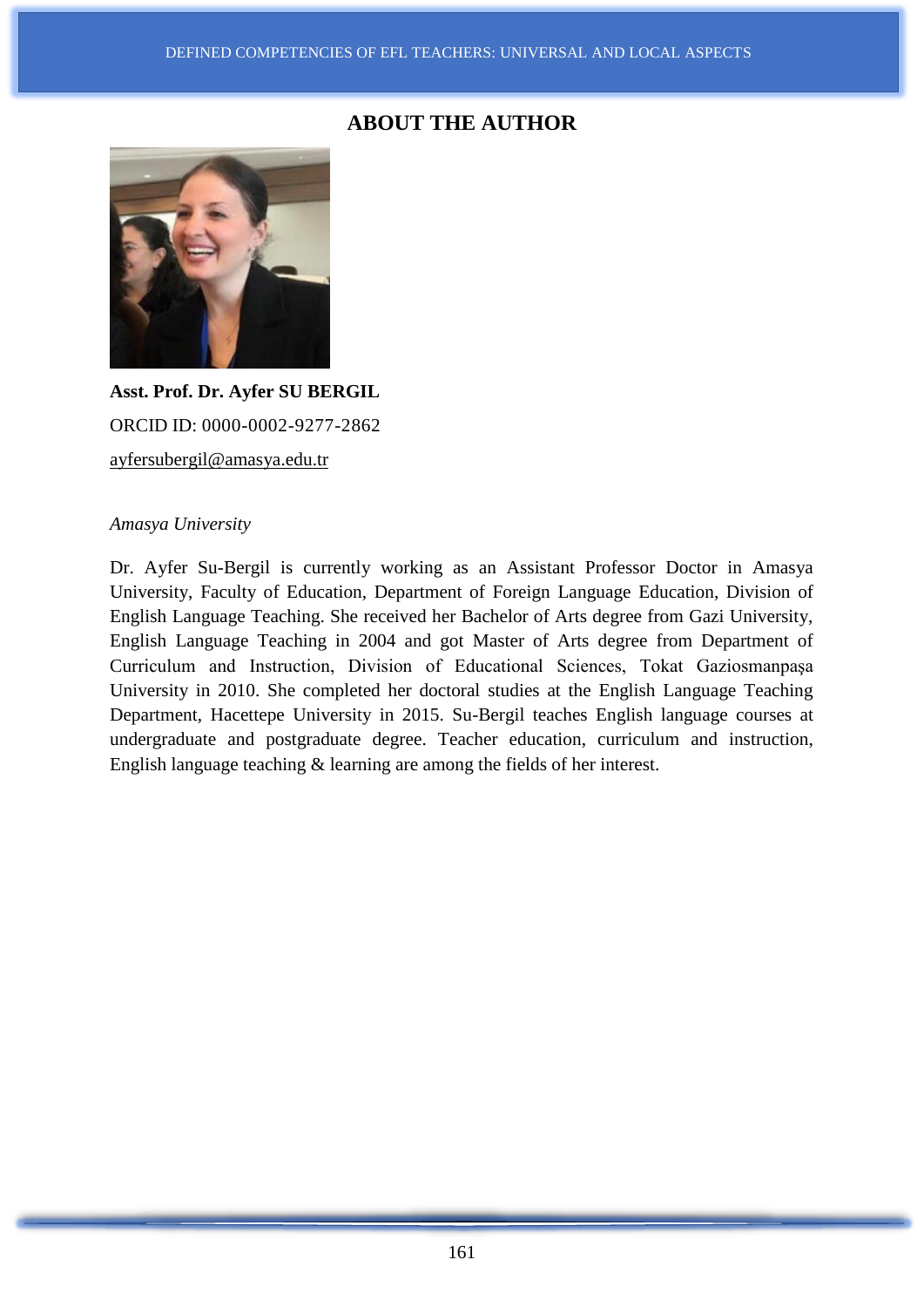## ABOUT THE AUTHOR

**Asst. Prof. Dr. Ayfer SU BERGIL**

ORCID ID: 0000-0002-9277-2862

ayfersubergil@amasya.edu.tr

*Amasya University*

Dr. Ayfer Su-Bergil is currently working as an Assistant Professor Doctor in Amasya University, Faculty of Education, Department of Foreign Language Education, Division of English Language Teaching. She received her Bachelor of Arts degree from Gazi University, English Language Teaching in 2004 and got Master of Arts degree from Department of Curriculum and Instruction, Division of Educational Sciences, Tokat Gaziosmanpaşa University in 2010. She completed her doctoral studies at the English Language Teaching Department, Hacettepe University in 2015. Su-Bergil teaches English language courses at undergraduate and postgraduate degree. Teacher education, curriculum and instruction, English language teaching & learning are among the fields of her interest.